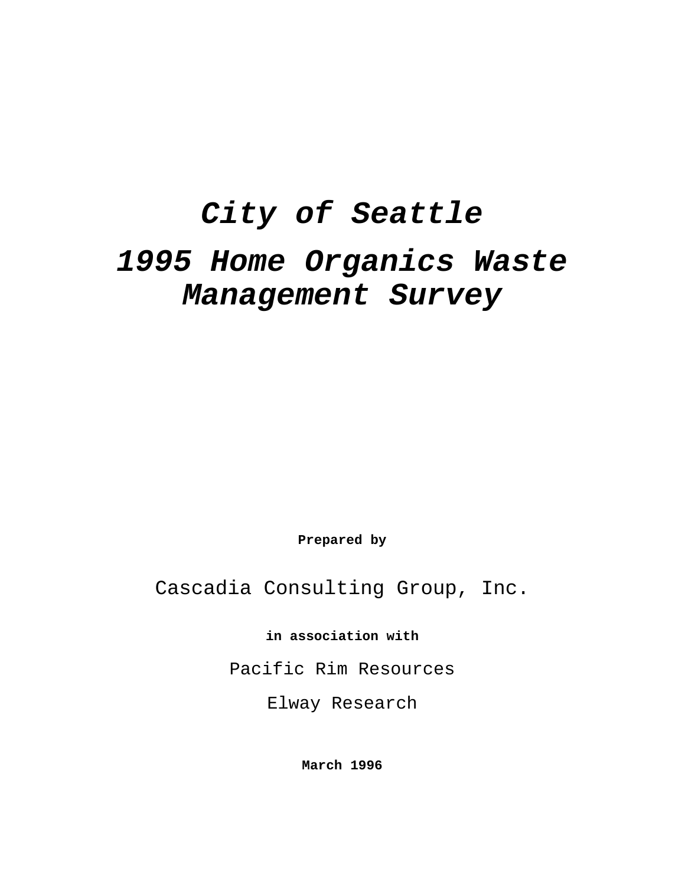# *City of Seattle*

# *1995 Home Organics Waste Management Survey*

**Prepared by**

Cascadia Consulting Group, Inc.

**in association with**

Pacific Rim Resources

Elway Research

**March 1996**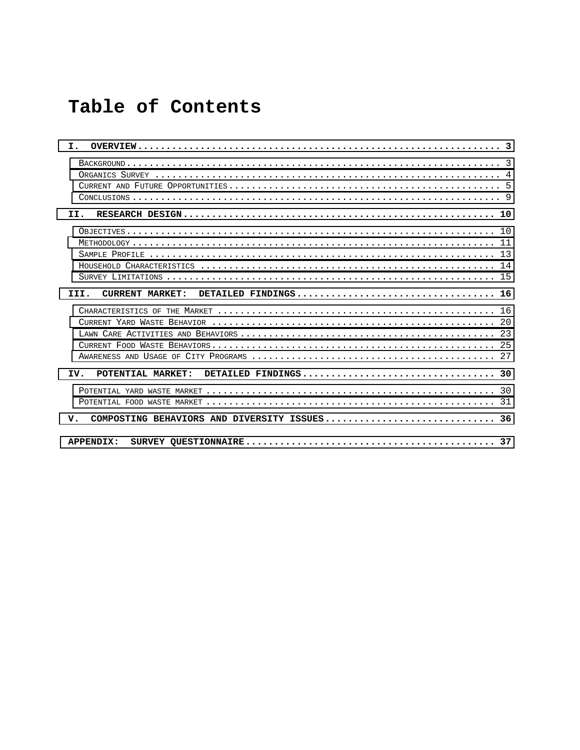# Table of Contents

**I. OVERVIEW** .......... 3

- Background .......... 3
- Organics Survey .......... 4
- Current and Future Opportunities .......... 5
- Conclusions .......... 9

**II. RESEARCH DESIGN** .......... 10

- Objectives .......... 10
- Methodology .......... 11
- Sample Profile .......... 13
- Household Characteristics .......... 14
- Survey Limitations .......... 15

**III. CURRENT MARKET: DETAILED FINDINGS** .......... 16

- Characteristics of the Market .......... 16
- Current Yard Waste Behavior .......... 20
- Lawn Care Activities and Behaviors .......... 23
- Current Food Waste Behaviors .......... 25
- Awareness and Usage of City Programs .......... 27

**IV. POTENTIAL MARKET: DETAILED FINDINGS** .......... 30

- Potential yard waste market .......... 30
- Potential food waste market .......... 31

**V. COMPOSTING BEHAVIORS AND DIVERSITY ISSUES** .......... 36

**APPENDIX: SURVEY QUESTIONNAIRE** .......... 37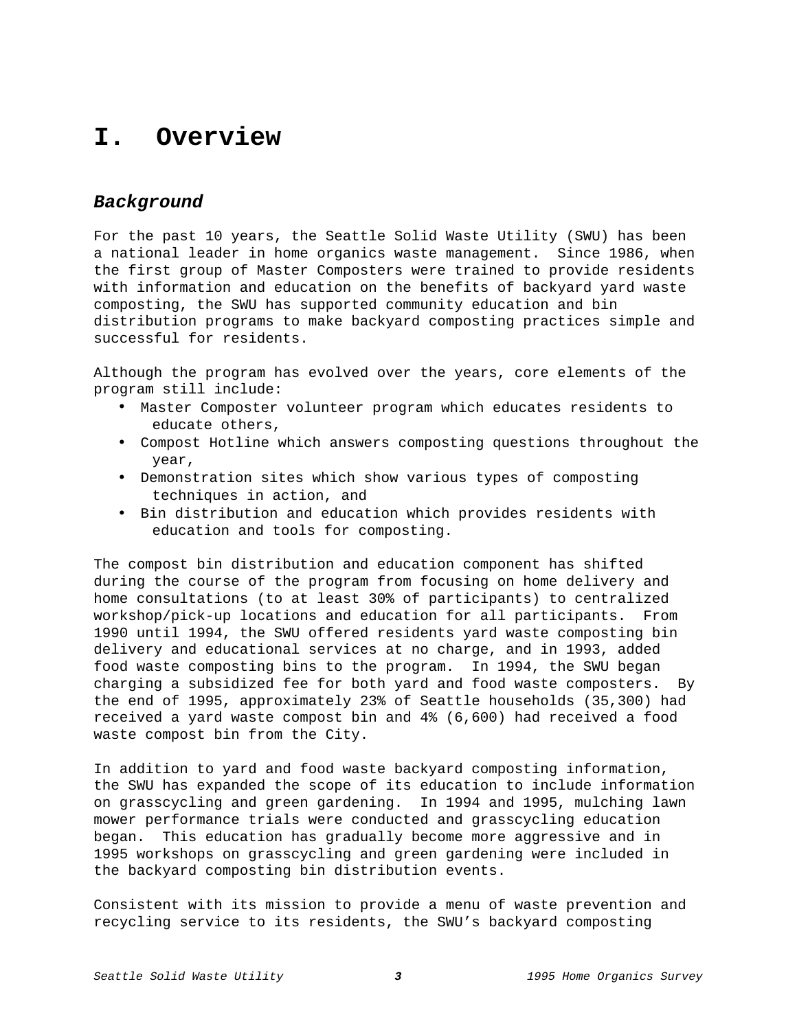# I. Overview

### *Background*

For the past 10 years, the Seattle Solid Waste Utility (SWU) has been a national leader in home organics waste management. Since 1986, when the first group of Master Composters were trained to provide residents with information and education on the benefits of backyard yard waste composting, the SWU has supported community education and bin distribution programs to make backyard composting practices simple and successful for residents.

Although the program has evolved over the years, core elements of the program still include:

- Master Composter volunteer program which educates residents to educate others,
- Compost Hotline which answers composting questions throughout the year,
- Demonstration sites which show various types of composting techniques in action, and
- Bin distribution and education which provides residents with education and tools for composting.

The compost bin distribution and education component has shifted during the course of the program from focusing on home delivery and home consultations (to at least 30% of participants) to centralized workshop/pick-up locations and education for all participants. From 1990 until 1994, the SWU offered residents yard waste composting bin delivery and educational services at no charge, and in 1993, added food waste composting bins to the program. In 1994, the SWU began charging a subsidized fee for both yard and food waste composters. By the end of 1995, approximately 23% of Seattle households (35,300) had received a yard waste compost bin and 4% (6,600) had received a food waste compost bin from the City.

In addition to yard and food waste backyard composting information, the SWU has expanded the scope of its education to include information on grasscycling and green gardening. In 1994 and 1995, mulching lawn mower performance trials were conducted and grasscycling education began. This education has gradually become more aggressive and in 1995 workshops on grasscycling and green gardening were included in the backyard composting bin distribution events.

Consistent with its mission to provide a menu of waste prevention and recycling service to its residents, the SWU's backyard composting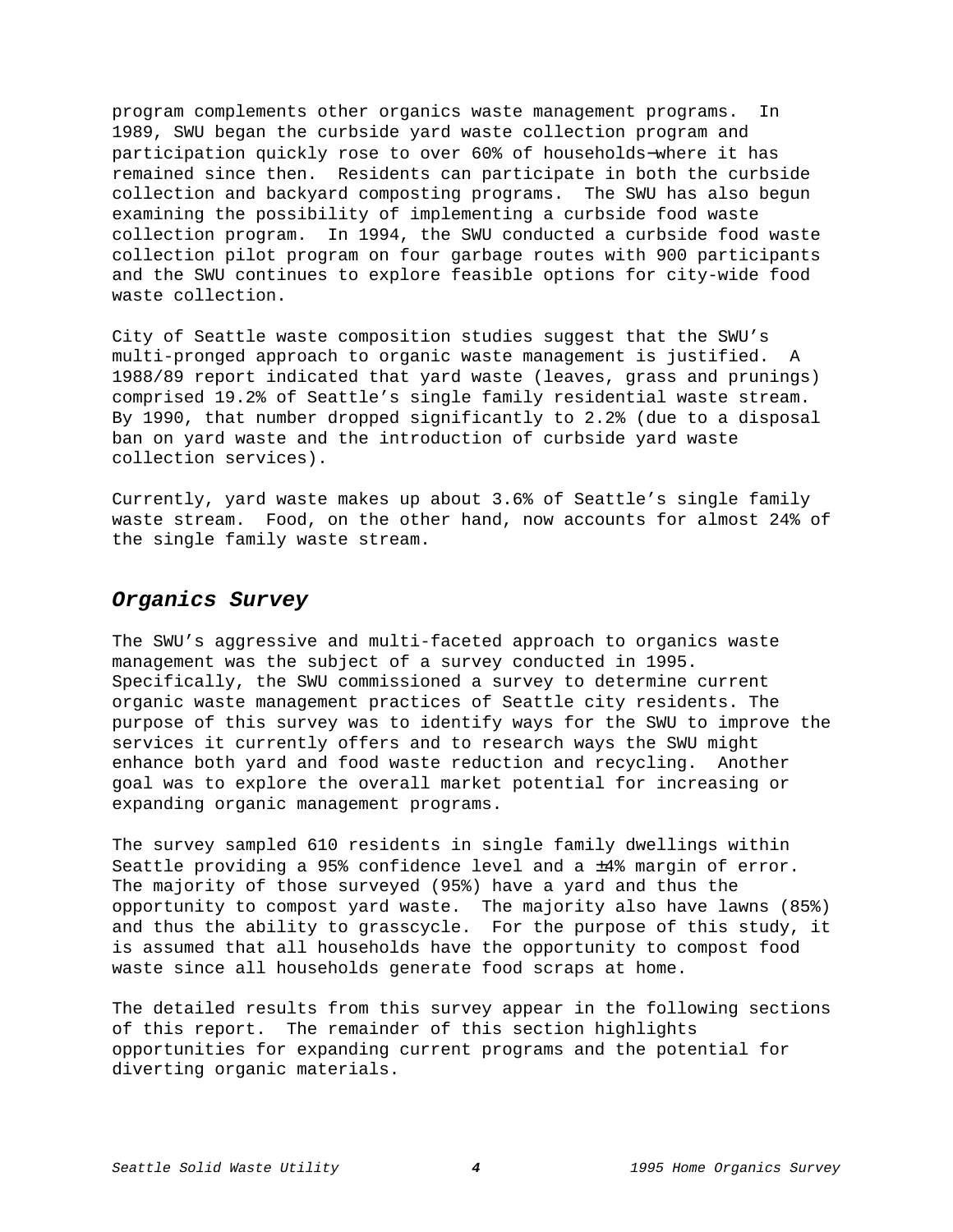program complements other organics waste management programs. In 1989, SWU began the curbside yard waste collection program and participation quickly rose to over 60% of households—where it has remained since then. Residents can participate in both the curbside collection and backyard composting programs. The SWU has also begun examining the possibility of implementing a curbside food waste collection program. In 1994, the SWU conducted a curbside food waste collection pilot program on four garbage routes with 900 participants and the SWU continues to explore feasible options for city-wide food waste collection.

City of Seattle waste composition studies suggest that the SWU's multi-pronged approach to organic waste management is justified. A 1988/89 report indicated that yard waste (leaves, grass and prunings) comprised 19.2% of Seattle's single family residential waste stream. By 1990, that number dropped significantly to 2.2% (due to a disposal ban on yard waste and the introduction of curbside yard waste collection services).

Currently, yard waste makes up about 3.6% of Seattle's single family waste stream. Food, on the other hand, now accounts for almost 24% of the single family waste stream.

## *Organics Survey*

The SWU's aggressive and multi-faceted approach to organics waste management was the subject of a survey conducted in 1995. Specifically, the SWU commissioned a survey to determine current organic waste management practices of Seattle city residents. The purpose of this survey was to identify ways for the SWU to improve the services it currently offers and to research ways the SWU might enhance both yard and food waste reduction and recycling. Another goal was to explore the overall market potential for increasing or expanding organic management programs.

The survey sampled 610 residents in single family dwellings within Seattle providing a 95% confidence level and a ±4% margin of error. The majority of those surveyed (95%) have a yard and thus the opportunity to compost yard waste. The majority also have lawns (85%) and thus the ability to grasscycle. For the purpose of this study, it is assumed that all households have the opportunity to compost food waste since all households generate food scraps at home.

The detailed results from this survey appear in the following sections of this report. The remainder of this section highlights opportunities for expanding current programs and the potential for diverting organic materials.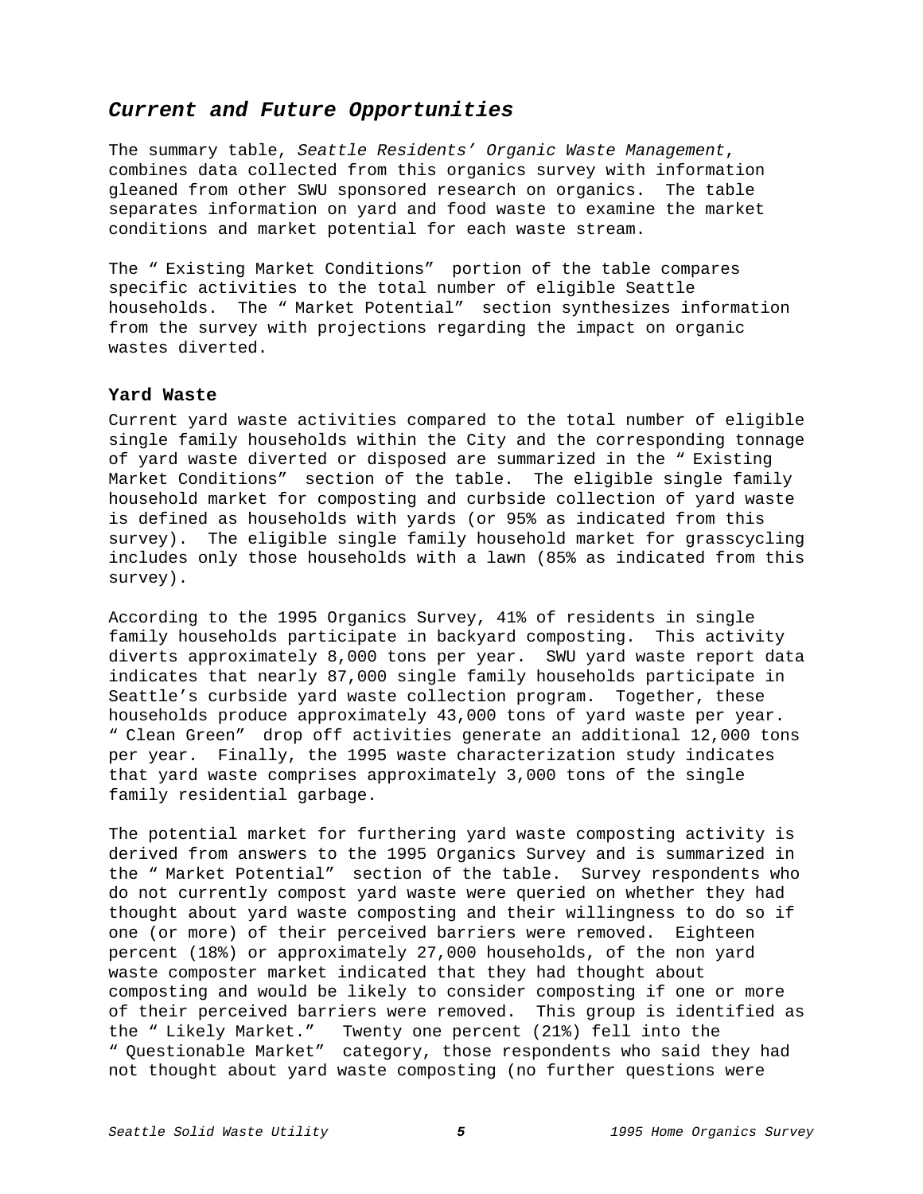## *Current and Future Opportunities*

The summary table, *Seattle Residents' Organic Waste Management*, combines data collected from this organics survey with information gleaned from other SWU sponsored research on organics. The table separates information on yard and food waste to examine the market conditions and market potential for each waste stream.

The "Existing Market Conditions" portion of the table compares specific activities to the total number of eligible Seattle households. The "Market Potential" section synthesizes information from the survey with projections regarding the impact on organic wastes diverted.

### Yard Waste

Current yard waste activities compared to the total number of eligible single family households within the City and the corresponding tonnage of yard waste diverted or disposed are summarized in the "Existing Market Conditions" section of the table. The eligible single family household market for composting and curbside collection of yard waste is defined as households with yards (or 95% as indicated from this survey). The eligible single family household market for grasscycling includes only those households with a lawn (85% as indicated from this survey).

According to the 1995 Organics Survey, 41% of residents in single family households participate in backyard composting. This activity diverts approximately 8,000 tons per year. SWU yard waste report data indicates that nearly 87,000 single family households participate in Seattle's curbside yard waste collection program. Together, these households produce approximately 43,000 tons of yard waste per year. "Clean Green" drop off activities generate an additional 12,000 tons per year. Finally, the 1995 waste characterization study indicates that yard waste comprises approximately 3,000 tons of the single family residential garbage.

The potential market for furthering yard waste composting activity is derived from answers to the 1995 Organics Survey and is summarized in the "Market Potential" section of the table. Survey respondents who do not currently compost yard waste were queried on whether they had thought about yard waste composting and their willingness to do so if one (or more) of their perceived barriers were removed. Eighteen percent (18%) or approximately 27,000 households, of the non yard waste composter market indicated that they had thought about composting and would be likely to consider composting if one or more of their perceived barriers were removed. This group is identified as the "Likely Market." Twenty one percent (21%) fell into the "Questionable Market" category, those respondents who said they had not thought about yard waste composting (no further questions were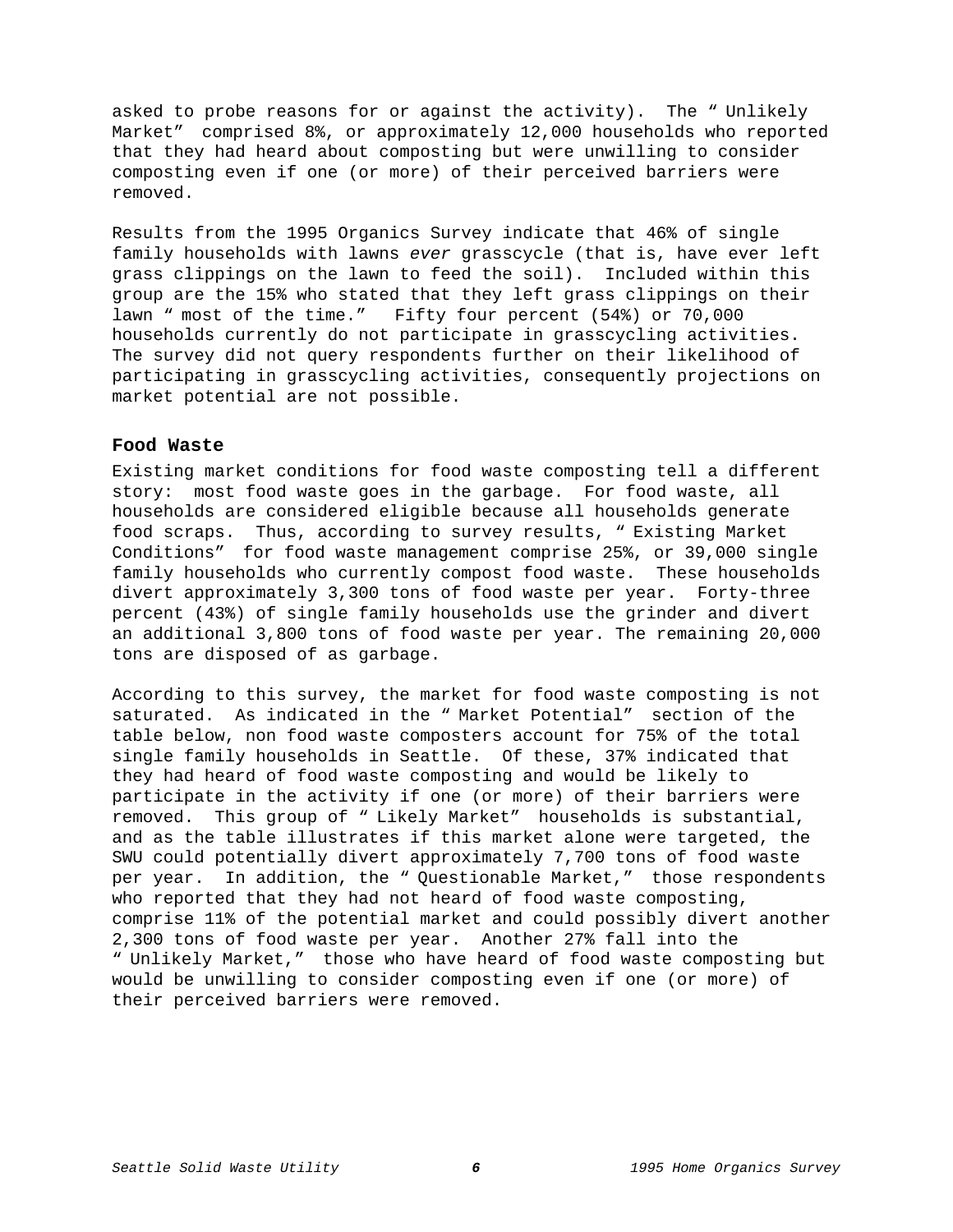asked to probe reasons for or against the activity). The "Unlikely Market" comprised 8%, or approximately 12,000 households who reported that they had heard about composting but were unwilling to consider composting even if one (or more) of their perceived barriers were removed.

Results from the 1995 Organics Survey indicate that 46% of single family households with lawns *ever* grasscycle (that is, have ever left grass clippings on the lawn to feed the soil). Included within this group are the 15% who stated that they left grass clippings on their lawn "most of the time." Fifty four percent (54%) or 70,000 households currently do not participate in grasscycling activities. The survey did not query respondents further on their likelihood of participating in grasscycling activities, consequently projections on market potential are not possible.

### Food Waste

Existing market conditions for food waste composting tell a different story: most food waste goes in the garbage. For food waste, all households are considered eligible because all households generate food scraps. Thus, according to survey results, "Existing Market Conditions" for food waste management comprise 25%, or 39,000 single family households who currently compost food waste. These households divert approximately 3,300 tons of food waste per year. Forty-three percent (43%) of single family households use the grinder and divert an additional 3,800 tons of food waste per year. The remaining 20,000 tons are disposed of as garbage.

According to this survey, the market for food waste composting is not saturated. As indicated in the "Market Potential" section of the table below, non food waste composters account for 75% of the total single family households in Seattle. Of these, 37% indicated that they had heard of food waste composting and would be likely to participate in the activity if one (or more) of their barriers were removed. This group of "Likely Market" households is substantial, and as the table illustrates if this market alone were targeted, the SWU could potentially divert approximately 7,700 tons of food waste per year. In addition, the "Questionable Market," those respondents who reported that they had not heard of food waste composting, comprise 11% of the potential market and could possibly divert another 2,300 tons of food waste per year. Another 27% fall into the "Unlikely Market," those who have heard of food waste composting but would be unwilling to consider composting even if one (or more) of their perceived barriers were removed.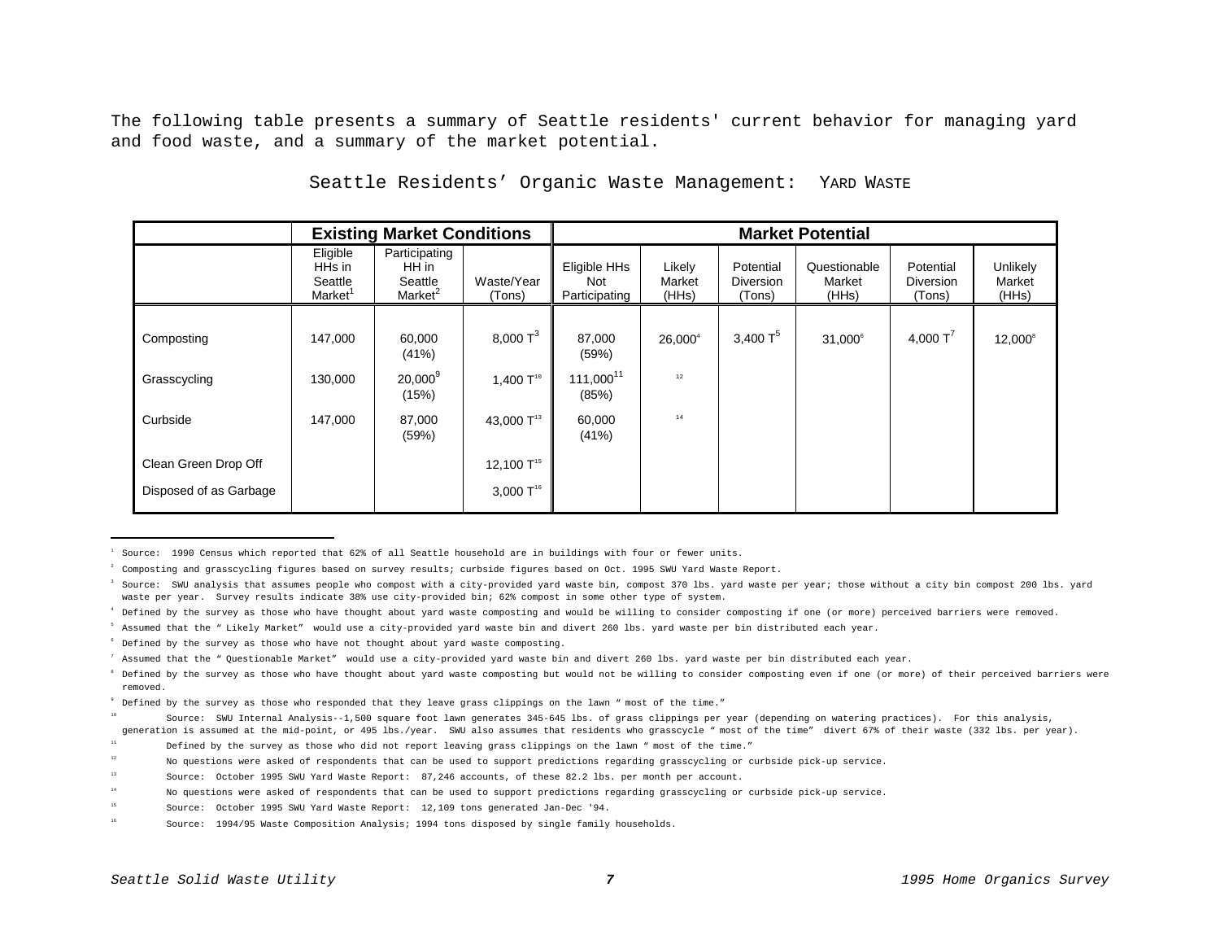The following table presents a summary of Seattle residents' current behavior for managing yard and food waste, and a summary of the market potential.

Seattle Residents' Organic Waste Management: YARD WASTE

| | Existing Market Conditions | | | Market Potential | | | | | |
|---|---|---|---|---|---|---|---|---|---|
| | Eligible HHs in Seattle Market[1] | Participating HH in Seattle Market[2] | Waste/Year (Tons) | Eligible HHs Not Participating | Likely Market (HHs) | Potential Diversion (Tons) | Questionable Market (HHs) | Potential Diversion (Tons) | Unlikely Market (HHs) |
| Composting | 147,000 | 60,000 (41%) | 8,000 T[3] | 87,000 (59%) | 26,000[4] | 3,400 T[5] | 31,000[6] | 4,000 T[7] | 12,000[8] |
| Grasscycling | 130,000 | 20,000[9] (15%) | 1,400 T[10] | 111,000[11] (85%) | [12] | | | | |
| Curbside | 147,000 | 87,000 (59%) | 43,000 T[13] | 60,000 (41%) | [14] | | | | |
| Clean Green Drop Off | | | 12,100 T[15] | | | | | | |
| Disposed of as Garbage | | | 3,000 T[16] | | | | | | |

---

[1] Source: 1990 Census which reported that 62% of all Seattle household are in buildings with four or fewer units.

[2] Composting and grasscycling figures based on survey results; curbside figures based on Oct. 1995 SWU Yard Waste Report.

[3] Source: SWU analysis that assumes people who compost with a city-provided yard waste bin, compost 370 lbs. yard waste per year; those without a city bin compost 200 lbs. yard waste per year. Survey results indicate 38% use city-provided bin; 62% compost in some other type of system.

[4] Defined by the survey as those who have thought about yard waste composting and would be willing to consider composting if one (or more) perceived barriers were removed.

[5] Assumed that the "Likely Market" would use a city-provided yard waste bin and divert 260 lbs. yard waste per bin distributed each year.

[6] Defined by the survey as those who have not thought about yard waste composting.

[7] Assumed that the "Questionable Market" would use a city-provided yard waste bin and divert 260 lbs. yard waste per bin distributed each year.

[8] Defined by the survey as those who have thought about yard waste composting but would not be willing to consider composting even if one (or more) of their perceived barriers were removed.

[9] Defined by the survey as those who responded that they leave grass clippings on the lawn "most of the time."

[10] Source: SWU Internal Analysis--1,500 square foot lawn generates 345-645 lbs. of grass clippings per year (depending on watering practices). For this analysis, generation is assumed at the mid-point, or 495 lbs./year. SWU also assumes that residents who grasscycle "most of the time" divert 67% of their waste (332 lbs. per year).

[11] Defined by the survey as those who did not report leaving grass clippings on the lawn "most of the time."

[12] No questions were asked of respondents that can be used to support predictions regarding grasscycling or curbside pick-up service.

[13] Source: October 1995 SWU Yard Waste Report: 87,246 accounts, of these 82.2 lbs. per month per account.

[14] No questions were asked of respondents that can be used to support predictions regarding grasscycling or curbside pick-up service.

[15] Source: October 1995 SWU Yard Waste Report: 12,109 tons generated Jan-Dec '94.

[16] Source: 1994/95 Waste Composition Analysis; 1994 tons disposed by single family households.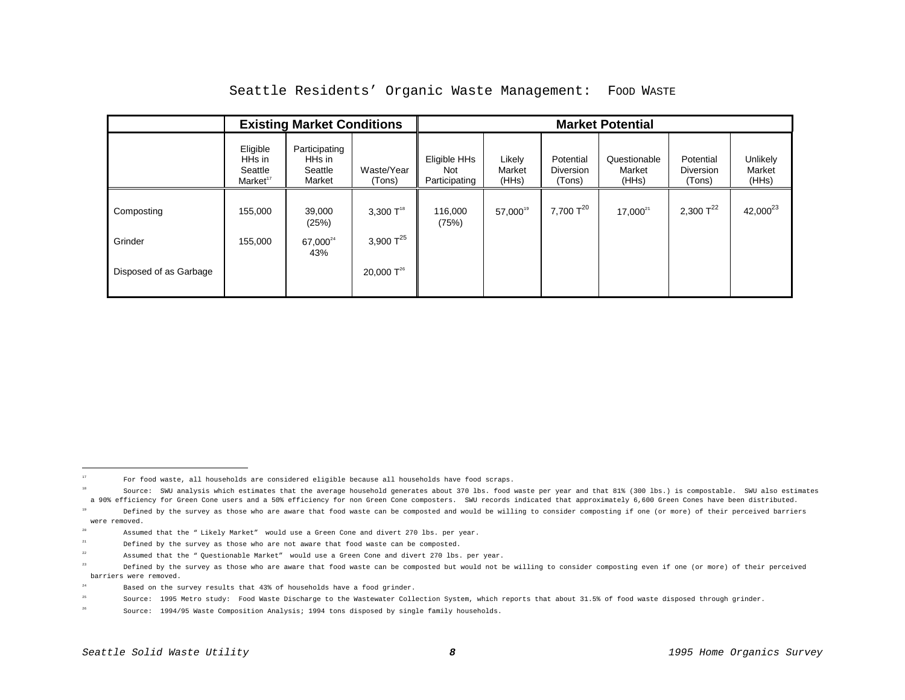## Seattle Residents' Organic Waste Management: Food Waste

| | Existing Market Conditions | | | Market Potential | | | | | |
|---|---|---|---|---|---|---|---|---|---|
| | Eligible HHs in Seattle Market[17] | Participating HHs in Seattle Market | Waste/Year (Tons) | Eligible HHs Not Participating | Likely Market (HHs) | Potential Diversion (Tons) | Questionable Market (HHs) | Potential Diversion (Tons) | Unlikely Market (HHs) |
| Composting | 155,000 | 39,000 (25%) | 3,300 T[18] | 116,000 (75%) | 57,000[19] | 7,700 T[20] | 17,000[21] | 2,300 T[22] | 42,000[23] |
| Grinder | 155,000 | 67,000[24] 43% | 3,900 T[25] | | | | | | |
| Disposed of as Garbage | | | 20,000 T[26] | | | | | | |

---

[17] For food waste, all households are considered eligible because all households have food scraps.

[18] Source: SWU analysis which estimates that the average household generates about 370 lbs. food waste per year and that 81% (300 lbs.) is compostable. SWU also estimates a 90% efficiency for Green Cone users and a 50% efficiency for non Green Cone composters. SWU records indicated that approximately 6,600 Green Cones have been distributed.

[19] Defined by the survey as those who are aware that food waste can be composted and would be willing to consider composting if one (or more) of their perceived barriers were removed.

[20] Assumed that the " Likely Market" would use a Green Cone and divert 270 lbs. per year.

[21] Defined by the survey as those who are not aware that food waste can be composted.

[22] Assumed that the " Questionable Market" would use a Green Cone and divert 270 lbs. per year.

[23] Defined by the survey as those who are aware that food waste can be composted but would not be willing to consider composting even if one (or more) of their perceived barriers were removed.

[24] Based on the survey results that 43% of households have a food grinder.

[25] Source: 1995 Metro study: Food Waste Discharge to the Wastewater Collection System, which reports that about 31.5% of food waste disposed through grinder.

[26] Source: 1994/95 Waste Composition Analysis; 1994 tons disposed by single family households.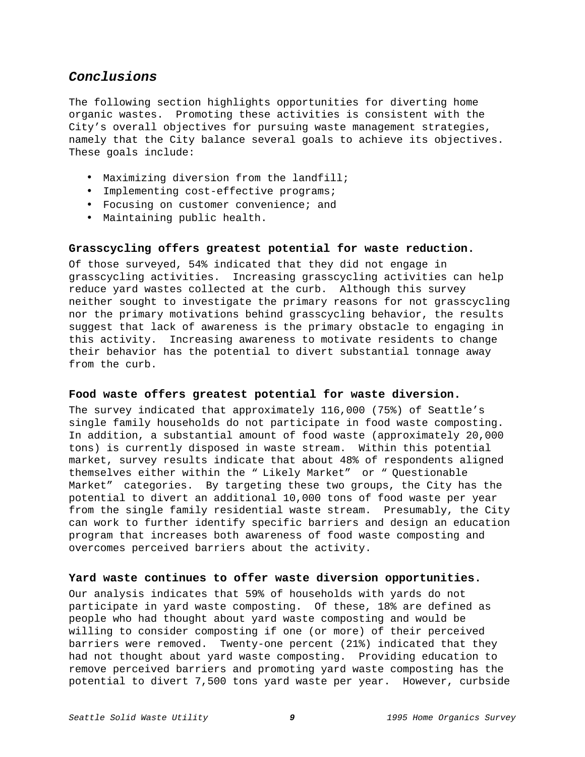## *Conclusions*

The following section highlights opportunities for diverting home organic wastes. Promoting these activities is consistent with the City's overall objectives for pursuing waste management strategies, namely that the City balance several goals to achieve its objectives. These goals include:

- Maximizing diversion from the landfill;
- Implementing cost-effective programs;
- Focusing on customer convenience; and
- Maintaining public health.

**Grasscycling offers greatest potential for waste reduction.**

Of those surveyed, 54% indicated that they did not engage in grasscycling activities. Increasing grasscycling activities can help reduce yard wastes collected at the curb. Although this survey neither sought to investigate the primary reasons for not grasscycling nor the primary motivations behind grasscycling behavior, the results suggest that lack of awareness is the primary obstacle to engaging in this activity. Increasing awareness to motivate residents to change their behavior has the potential to divert substantial tonnage away from the curb.

**Food waste offers greatest potential for waste diversion.**

The survey indicated that approximately 116,000 (75%) of Seattle's single family households do not participate in food waste composting. In addition, a substantial amount of food waste (approximately 20,000 tons) is currently disposed in waste stream. Within this potential market, survey results indicate that about 48% of respondents aligned themselves either within the " Likely Market" or " Questionable Market" categories. By targeting these two groups, the City has the potential to divert an additional 10,000 tons of food waste per year from the single family residential waste stream. Presumably, the City can work to further identify specific barriers and design an education program that increases both awareness of food waste composting and overcomes perceived barriers about the activity.

**Yard waste continues to offer waste diversion opportunities.**

Our analysis indicates that 59% of households with yards do not participate in yard waste composting. Of these, 18% are defined as people who had thought about yard waste composting and would be willing to consider composting if one (or more) of their perceived barriers were removed. Twenty-one percent (21%) indicated that they had not thought about yard waste composting. Providing education to remove perceived barriers and promoting yard waste composting has the potential to divert 7,500 tons yard waste per year. However, curbside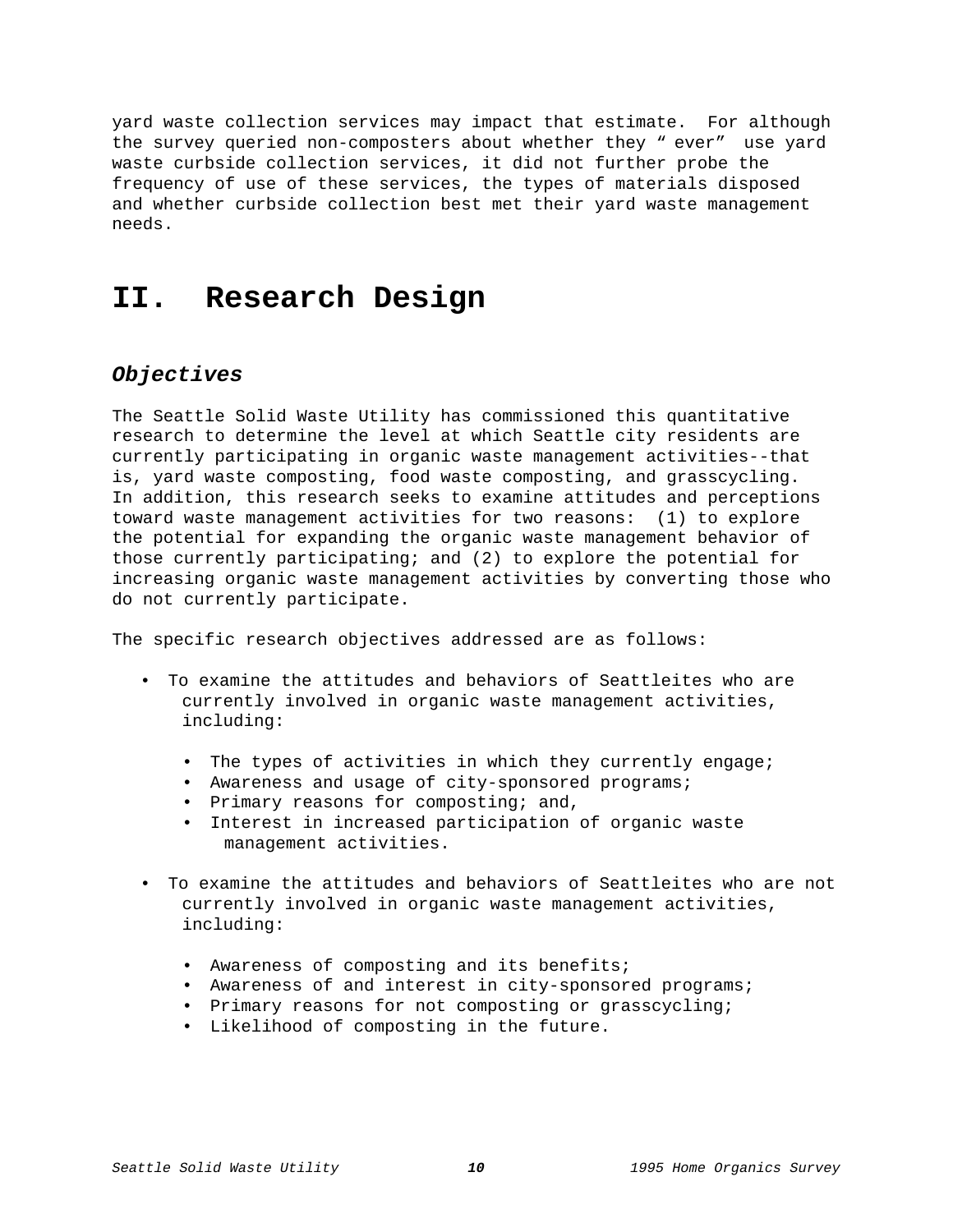yard waste collection services may impact that estimate. For although the survey queried non-composters about whether they "ever" use yard waste curbside collection services, it did not further probe the frequency of use of these services, the types of materials disposed and whether curbside collection best met their yard waste management needs.

# II. Research Design

## *Objectives*

The Seattle Solid Waste Utility has commissioned this quantitative research to determine the level at which Seattle city residents are currently participating in organic waste management activities--that is, yard waste composting, food waste composting, and grasscycling. In addition, this research seeks to examine attitudes and perceptions toward waste management activities for two reasons: (1) to explore the potential for expanding the organic waste management behavior of those currently participating; and (2) to explore the potential for increasing organic waste management activities by converting those who do not currently participate.

The specific research objectives addressed are as follows:

- To examine the attitudes and behaviors of Seattleites who are currently involved in organic waste management activities, including:
  - The types of activities in which they currently engage;
  - Awareness and usage of city-sponsored programs;
  - Primary reasons for composting; and,
  - Interest in increased participation of organic waste management activities.
- To examine the attitudes and behaviors of Seattleites who are not currently involved in organic waste management activities, including:
  - Awareness of composting and its benefits;
  - Awareness of and interest in city-sponsored programs;
  - Primary reasons for not composting or grasscycling;
  - Likelihood of composting in the future.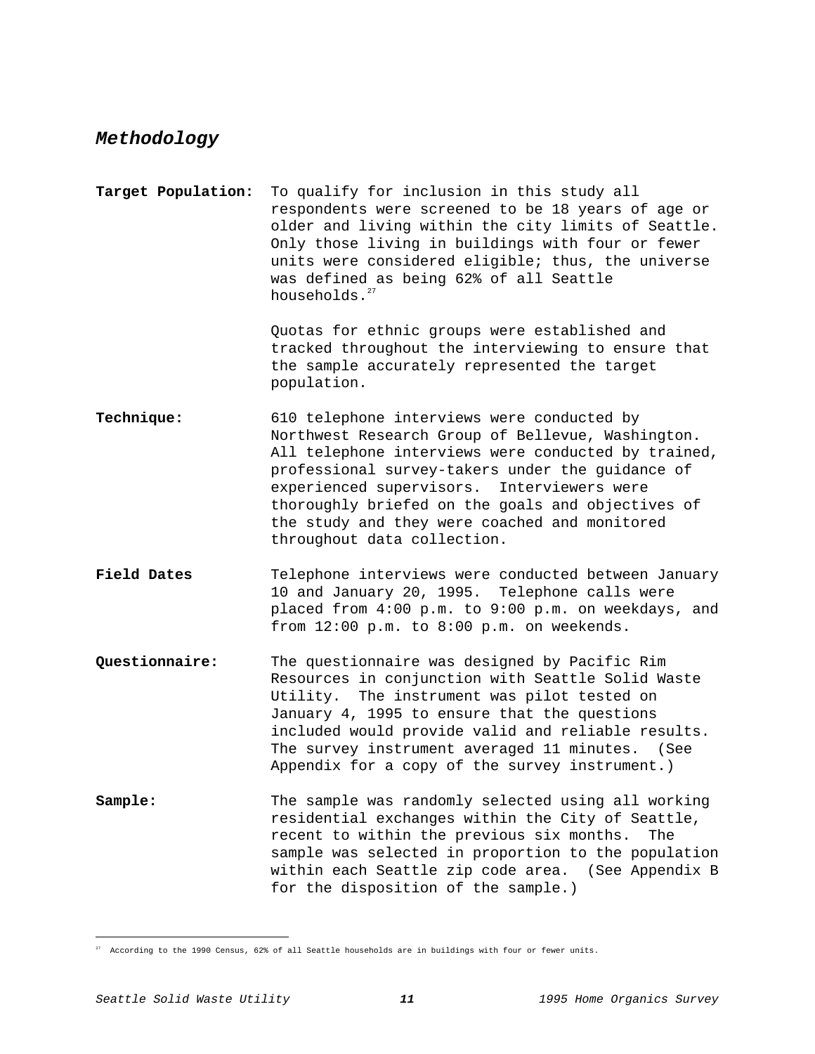## *Methodology*

**Target Population:** To qualify for inclusion in this study all respondents were screened to be 18 years of age or older and living within the city limits of Seattle. Only those living in buildings with four or fewer units were considered eligible; thus, the universe was defined as being 62% of all Seattle households.[27]

Quotas for ethnic groups were established and tracked throughout the interviewing to ensure that the sample accurately represented the target population.

**Technique:** 610 telephone interviews were conducted by Northwest Research Group of Bellevue, Washington. All telephone interviews were conducted by trained, professional survey-takers under the guidance of experienced supervisors. Interviewers were thoroughly briefed on the goals and objectives of the study and they were coached and monitored throughout data collection.

**Field Dates** Telephone interviews were conducted between January 10 and January 20, 1995. Telephone calls were placed from 4:00 p.m. to 9:00 p.m. on weekdays, and from 12:00 p.m. to 8:00 p.m. on weekends.

**Questionnaire:** The questionnaire was designed by Pacific Rim Resources in conjunction with Seattle Solid Waste Utility. The instrument was pilot tested on January 4, 1995 to ensure that the questions included would provide valid and reliable results. The survey instrument averaged 11 minutes. (See Appendix for a copy of the survey instrument.)

**Sample:** The sample was randomly selected using all working residential exchanges within the City of Seattle, recent to within the previous six months. The sample was selected in proportion to the population within each Seattle zip code area. (See Appendix B for the disposition of the sample.)

---

[27] According to the 1990 Census, 62% of all Seattle households are in buildings with four or fewer units.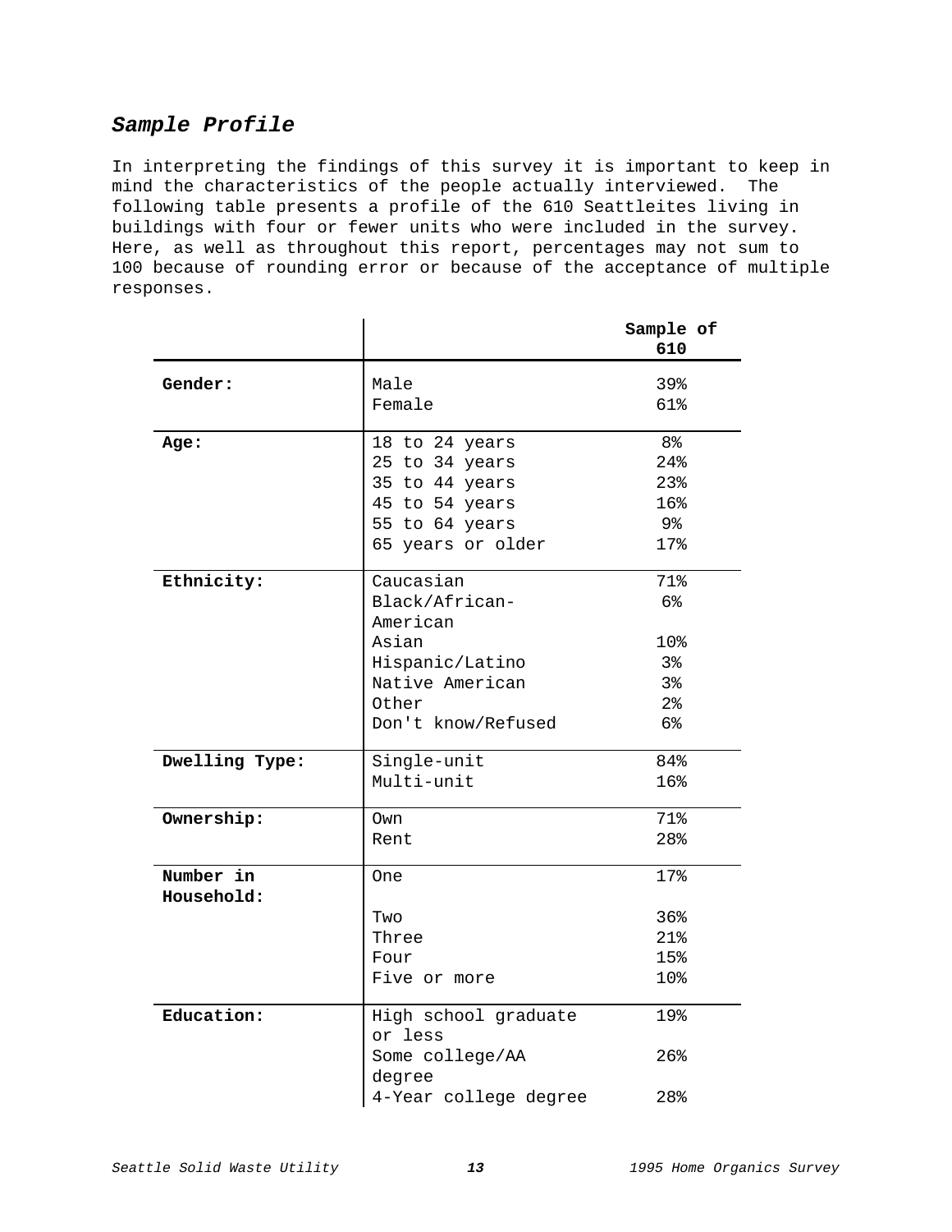### *Sample Profile*

In interpreting the findings of this survey it is important to keep in mind the characteristics of the people actually interviewed. The following table presents a profile of the 610 Seattleites living in buildings with four or fewer units who were included in the survey. Here, as well as throughout this report, percentages may not sum to 100 because of rounding error or because of the acceptance of multiple responses.

| | | Sample of 610 |
|---|---|---|
| **Gender:** | Male | 39% |
| | Female | 61% |
| **Age:** | 18 to 24 years | 8% |
| | 25 to 34 years | 24% |
| | 35 to 44 years | 23% |
| | 45 to 54 years | 16% |
| | 55 to 64 years | 9% |
| | 65 years or older | 17% |
| **Ethnicity:** | Caucasian | 71% |
| | Black/African-American | 6% |
| | Asian | 10% |
| | Hispanic/Latino | 3% |
| | Native American | 3% |
| | Other | 2% |
| | Don't know/Refused | 6% |
| **Dwelling Type:** | Single-unit | 84% |
| | Multi-unit | 16% |
| **Ownership:** | Own | 71% |
| | Rent | 28% |
| **Number in Household:** | One | 17% |
| | Two | 36% |
| | Three | 21% |
| | Four | 15% |
| | Five or more | 10% |
| **Education:** | High school graduate or less | 19% |
| | Some college/AA degree | 26% |
| | 4-Year college degree | 28% |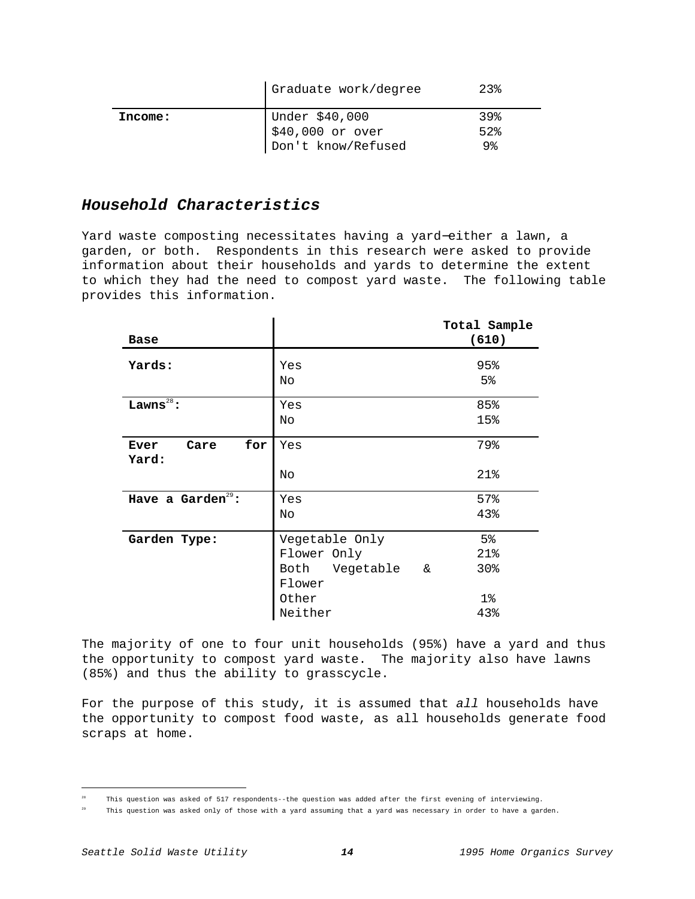| | | |
|---|---|---|
| | Graduate work/degree | 23% |
| **Income:** | Under $40,000 | 39% |
| | $40,000 or over | 52% |
| | Don't know/Refused | 9% |

## ***Household Characteristics***

Yard waste composting necessitates having a yard—either a lawn, a garden, or both. Respondents in this research were asked to provide information about their households and yards to determine the extent to which they had the need to compost yard waste. The following table provides this information.

| **Base** | | **Total Sample (610)** |
|---|---|---|
| **Yards:** | Yes | 95% |
| | No | 5% |
| **Lawns**[28]**:** | Yes | 85% |
| | No | 15% |
| **Ever Care for Yard:** | Yes | 79% |
| | No | 21% |
| **Have a Garden**[29]**:** | Yes | 57% |
| | No | 43% |
| **Garden Type:** | Vegetable Only | 5% |
| | Flower Only | 21% |
| | Both Vegetable & Flower | 30% |
| | Other | 1% |
| | Neither | 43% |

The majority of one to four unit households (95%) have a yard and thus the opportunity to compost yard waste. The majority also have lawns (85%) and thus the ability to grasscycle.

For the purpose of this study, it is assumed that *all* households have the opportunity to compost food waste, as all households generate food scraps at home.

---

[28] This question was asked of 517 respondents--the question was added after the first evening of interviewing.

[29] This question was asked only of those with a yard assuming that a yard was necessary in order to have a garden.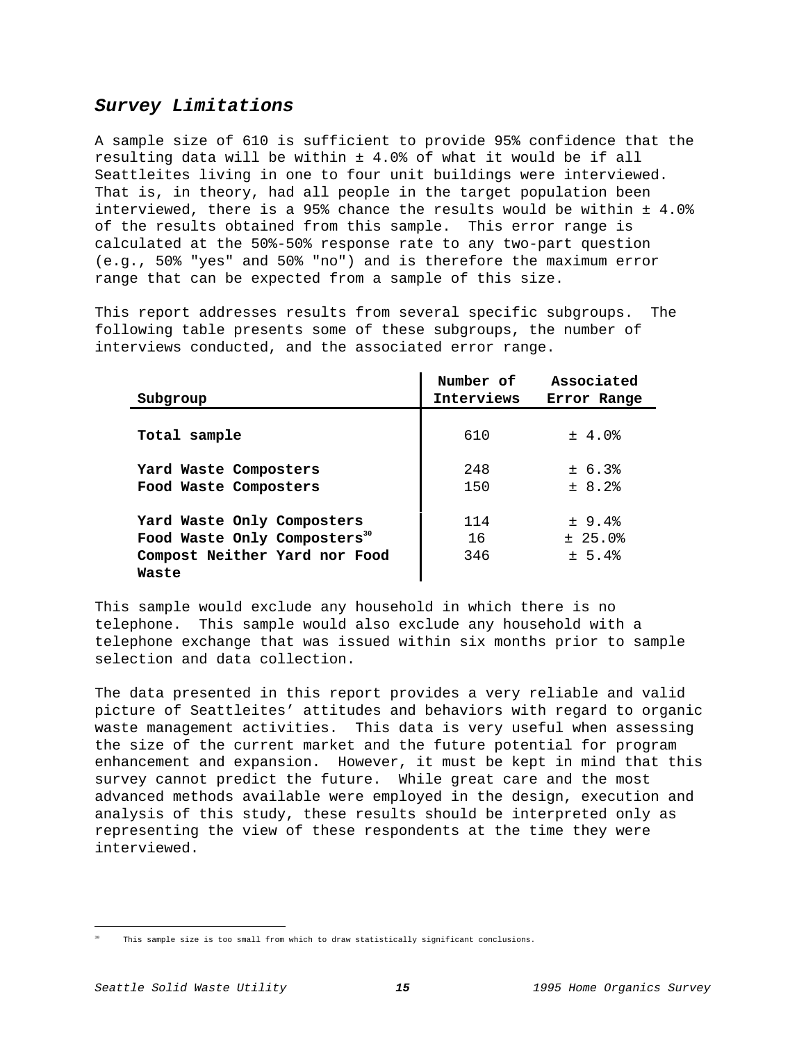### *Survey Limitations*

A sample size of 610 is sufficient to provide 95% confidence that the resulting data will be within ± 4.0% of what it would be if all Seattleites living in one to four unit buildings were interviewed. That is, in theory, had all people in the target population been interviewed, there is a 95% chance the results would be within ± 4.0% of the results obtained from this sample. This error range is calculated at the 50%-50% response rate to any two-part question (e.g., 50% "yes" and 50% "no") and is therefore the maximum error range that can be expected from a sample of this size.

This report addresses results from several specific subgroups. The following table presents some of these subgroups, the number of interviews conducted, and the associated error range.

| Subgroup | Number of Interviews | Associated Error Range |
|---|---|---|
| **Total sample** | 610 | ± 4.0% |
| **Yard Waste Composters** | 248 | ± 6.3% |
| **Food Waste Composters** | 150 | ± 8.2% |
| **Yard Waste Only Composters** | 114 | ± 9.4% |
| **Food Waste Only Composters**[30] | 16 | ± 25.0% |
| **Compost Neither Yard nor Food Waste** | 346 | ± 5.4% |

This sample would exclude any household in which there is no telephone. This sample would also exclude any household with a telephone exchange that was issued within six months prior to sample selection and data collection.

The data presented in this report provides a very reliable and valid picture of Seattleites' attitudes and behaviors with regard to organic waste management activities. This data is very useful when assessing the size of the current market and the future potential for program enhancement and expansion. However, it must be kept in mind that this survey cannot predict the future. While great care and the most advanced methods available were employed in the design, execution and analysis of this study, these results should be interpreted only as representing the view of these respondents at the time they were interviewed.

[30] This sample size is too small from which to draw statistically significant conclusions.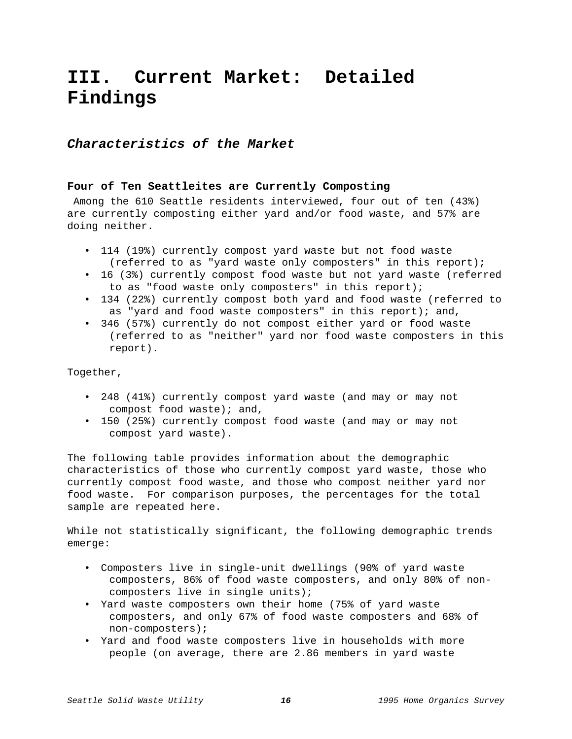# III. Current Market: Detailed Findings

## *Characteristics of the Market*

### Four of Ten Seattleites are Currently Composting

Among the 610 Seattle residents interviewed, four out of ten (43%) are currently composting either yard and/or food waste, and 57% are doing neither.

- 114 (19%) currently compost yard waste but not food waste (referred to as "yard waste only composters" in this report);
- 16 (3%) currently compost food waste but not yard waste (referred to as "food waste only composters" in this report);
- 134 (22%) currently compost both yard and food waste (referred to as "yard and food waste composters" in this report); and,
- 346 (57%) currently do not compost either yard or food waste (referred to as "neither" yard nor food waste composters in this report).

Together,

- 248 (41%) currently compost yard waste (and may or may not compost food waste); and,
- 150 (25%) currently compost food waste (and may or may not compost yard waste).

The following table provides information about the demographic characteristics of those who currently compost yard waste, those who currently compost food waste, and those who compost neither yard nor food waste. For comparison purposes, the percentages for the total sample are repeated here.

While not statistically significant, the following demographic trends emerge:

- Composters live in single-unit dwellings (90% of yard waste composters, 86% of food waste composters, and only 80% of non-composters live in single units);
- Yard waste composters own their home (75% of yard waste composters, and only 67% of food waste composters and 68% of non-composters);
- Yard and food waste composters live in households with more people (on average, there are 2.86 members in yard waste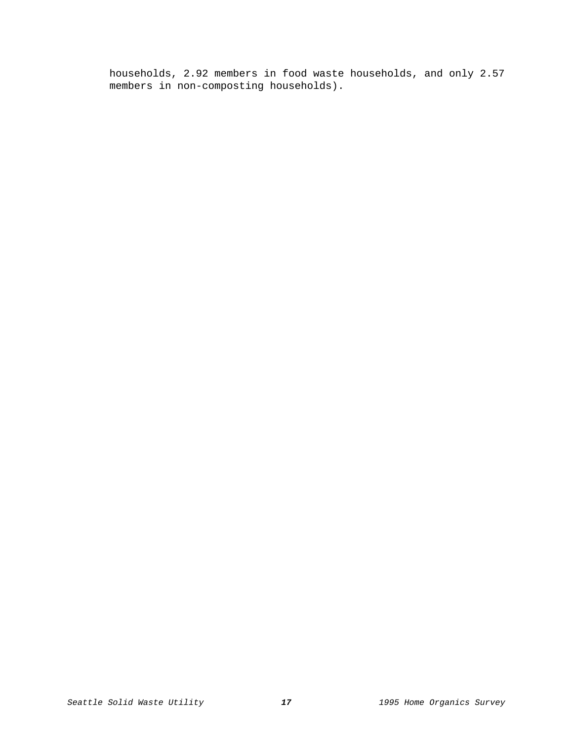households, 2.92 members in food waste households, and only 2.57 members in non-composting households).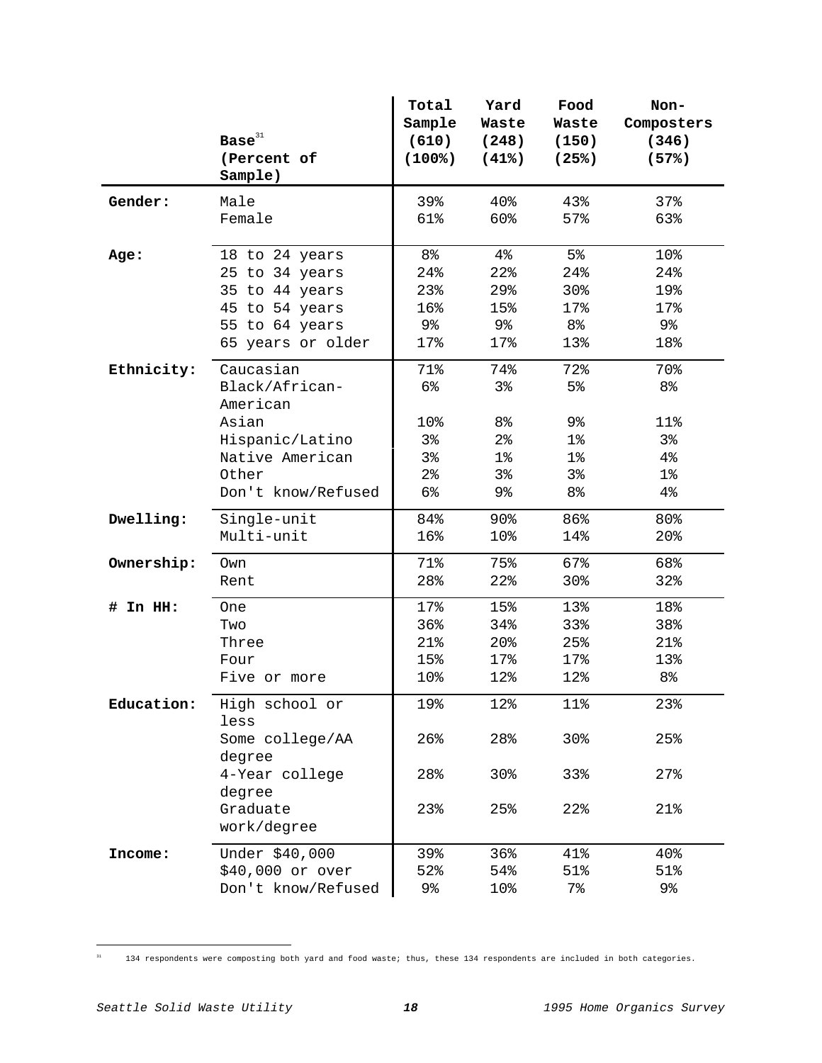| | Base[31] (Percent of Sample) | Total Sample (610) (100%) | Yard Waste (248) (41%) | Food Waste (150) (25%) | Non-Composters (346) (57%) |
|---|---|---|---|---|---|
| **Gender:** | Male | 39% | 40% | 43% | 37% |
| | Female | 61% | 60% | 57% | 63% |
| **Age:** | 18 to 24 years | 8% | 4% | 5% | 10% |
| | 25 to 34 years | 24% | 22% | 24% | 24% |
| | 35 to 44 years | 23% | 29% | 30% | 19% |
| | 45 to 54 years | 16% | 15% | 17% | 17% |
| | 55 to 64 years | 9% | 9% | 8% | 9% |
| | 65 years or older | 17% | 17% | 13% | 18% |
| **Ethnicity:** | Caucasian | 71% | 74% | 72% | 70% |
| | Black/African-American | 6% | 3% | 5% | 8% |
| | Asian | 10% | 8% | 9% | 11% |
| | Hispanic/Latino | 3% | 2% | 1% | 3% |
| | Native American | 3% | 1% | 1% | 4% |
| | Other | 2% | 3% | 3% | 1% |
| | Don't know/Refused | 6% | 9% | 8% | 4% |
| **Dwelling:** | Single-unit | 84% | 90% | 86% | 80% |
| | Multi-unit | 16% | 10% | 14% | 20% |
| **Ownership:** | Own | 71% | 75% | 67% | 68% |
| | Rent | 28% | 22% | 30% | 32% |
| **# In HH:** | One | 17% | 15% | 13% | 18% |
| | Two | 36% | 34% | 33% | 38% |
| | Three | 21% | 20% | 25% | 21% |
| | Four | 15% | 17% | 17% | 13% |
| | Five or more | 10% | 12% | 12% | 8% |
| **Education:** | High school or less | 19% | 12% | 11% | 23% |
| | Some college/AA degree | 26% | 28% | 30% | 25% |
| | 4-Year college degree | 28% | 30% | 33% | 27% |
| | Graduate work/degree | 23% | 25% | 22% | 21% |
| **Income:** | Under $40,000 | 39% | 36% | 41% | 40% |
| | $40,000 or over | 52% | 54% | 51% | 51% |
| | Don't know/Refused | 9% | 10% | 7% | 9% |

[31] 134 respondents were composting both yard and food waste; thus, these 134 respondents are included in both categories.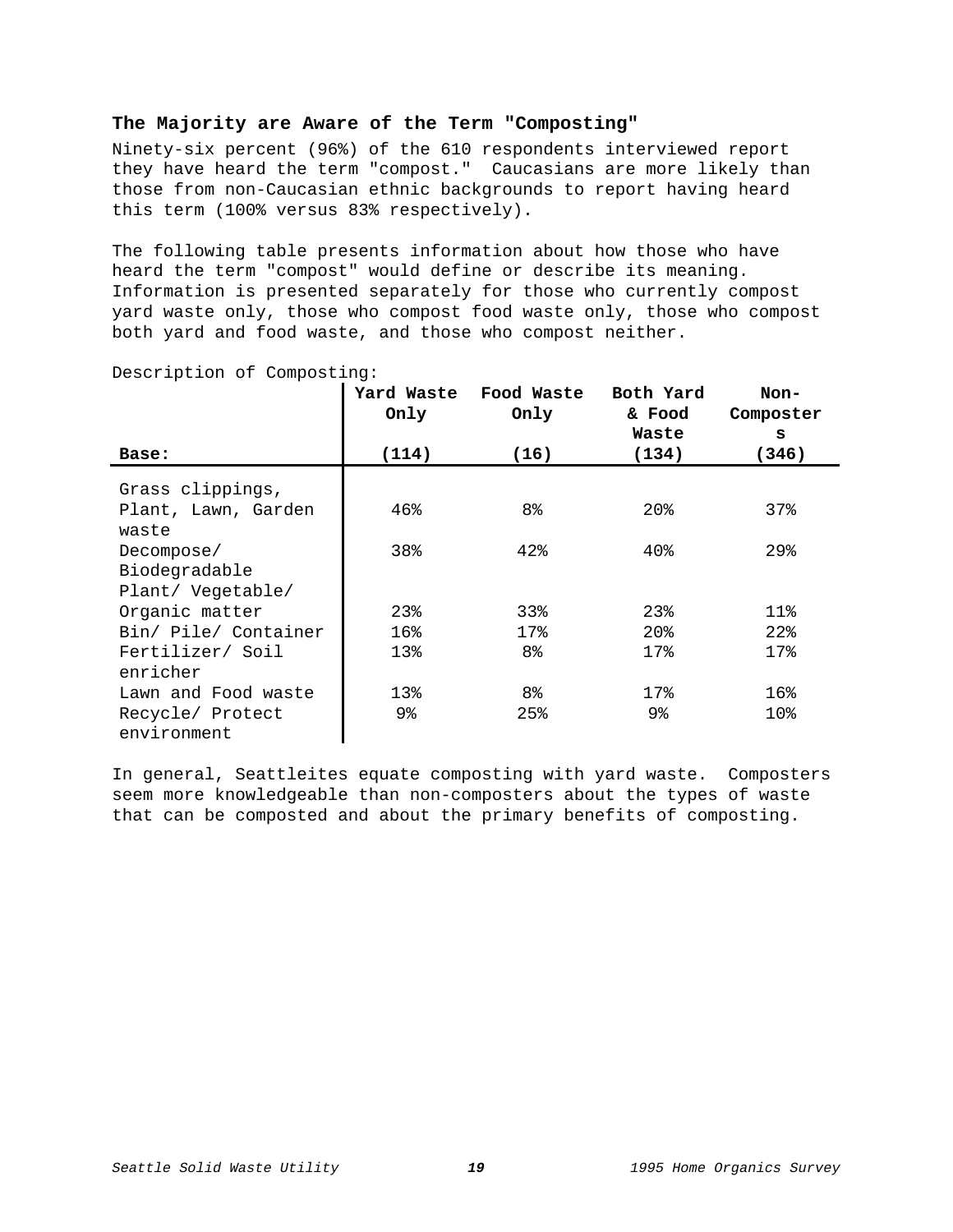### The Majority are Aware of the Term "Composting"

Ninety-six percent (96%) of the 610 respondents interviewed report they have heard the term "compost." Caucasians are more likely than those from non-Caucasian ethnic backgrounds to report having heard this term (100% versus 83% respectively).

The following table presents information about how those who have heard the term "compost" would define or describe its meaning. Information is presented separately for those who currently compost yard waste only, those who compost food waste only, those who compost both yard and food waste, and those who compost neither.

Description of Composting:

| | Yard Waste Only | Food Waste Only | Both Yard & Food Waste | Non-Composters |
|---|---|---|---|---|
| **Base:** | **(114)** | **(16)** | **(134)** | **(346)** |
| Grass clippings, Plant, Lawn, Garden waste | 46% | 8% | 20% | 37% |
| Decompose/ Biodegradable | 38% | 42% | 40% | 29% |
| Plant/ Vegetable/ Organic matter | 23% | 33% | 23% | 11% |
| Bin/ Pile/ Container | 16% | 17% | 20% | 22% |
| Fertilizer/ Soil enricher | 13% | 8% | 17% | 17% |
| Lawn and Food waste | 13% | 8% | 17% | 16% |
| Recycle/ Protect environment | 9% | 25% | 9% | 10% |

In general, Seattleites equate composting with yard waste. Composters seem more knowledgeable than non-composters about the types of waste that can be composted and about the primary benefits of composting.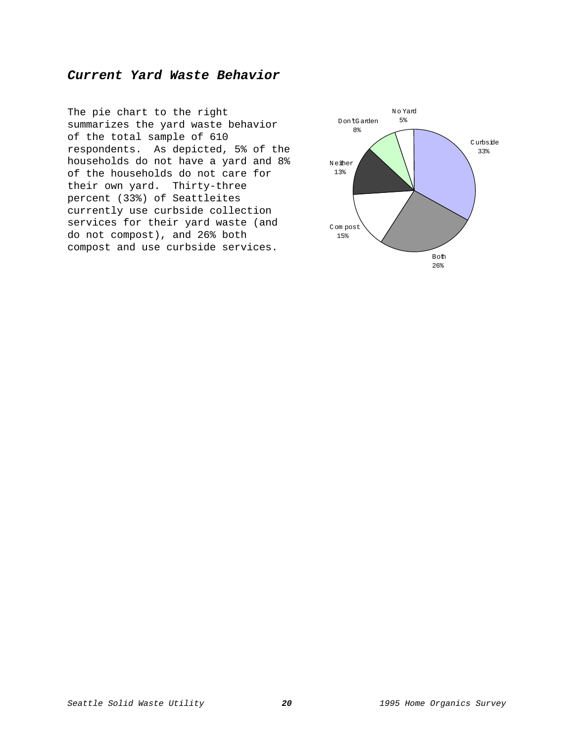### *Current Yard Waste Behavior*

The pie chart to the right summarizes the yard waste behavior of the total sample of 610 respondents. As depicted, 5% of the households do not have a yard and 8% of the households do not care for their own yard. Thirty-three percent (33%) of Seattleites currently use curbside collection services for their yard waste (and do not compost), and 26% both compost and use curbside services.

No Yard
5%

Don't Garden
8%

Curbside
33%

Neither
13%

Compost
15%

Both
26%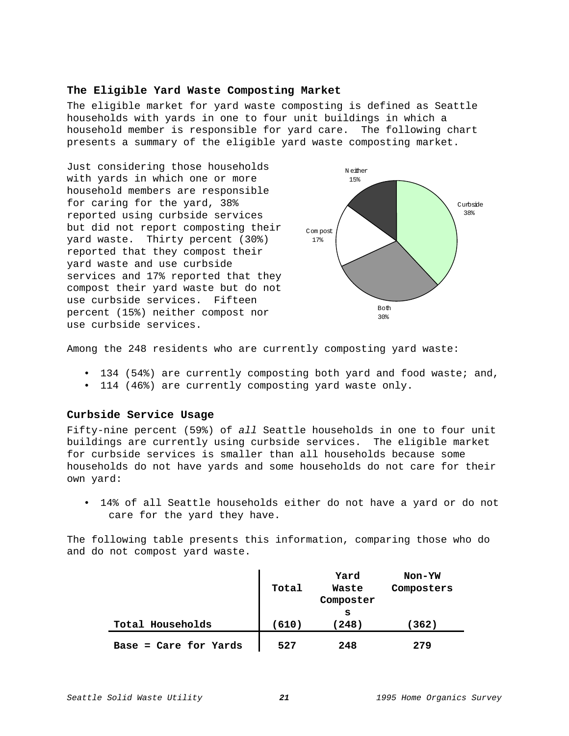### The Eligible Yard Waste Composting Market

The eligible market for yard waste composting is defined as Seattle households with yards in one to four unit buildings in which a household member is responsible for yard care. The following chart presents a summary of the eligible yard waste composting market.

Just considering those households with yards in which one or more household members are responsible for caring for the yard, 38% reported using curbside services but did not report composting their yard waste. Thirty percent (30%) reported that they compost their yard waste and use curbside services and 17% reported that they compost their yard waste but do not use curbside services. Fifteen percent (15%) neither compost nor use curbside services.

Neither
15%

Curbside
38%

Compost
17%

Both
30%

Among the 248 residents who are currently composting yard waste:

- 134 (54%) are currently composting both yard and food waste; and,
- 114 (46%) are currently composting yard waste only.

### Curbside Service Usage

Fifty-nine percent (59%) of *all* Seattle households in one to four unit buildings are currently using curbside services. The eligible market for curbside services is smaller than all households because some households do not have yards and some households do not care for their own yard:

- 14% of all Seattle households either do not have a yard or do not care for the yard they have.

The following table presents this information, comparing those who do and do not compost yard waste.

| | Total | Yard Waste Composters | Non-YW Composters |
|---|---|---|---|
| **Total Households** | **(610)** | **(248)** | **(362)** |
| **Base = Care for Yards** | **527** | **248** | **279** |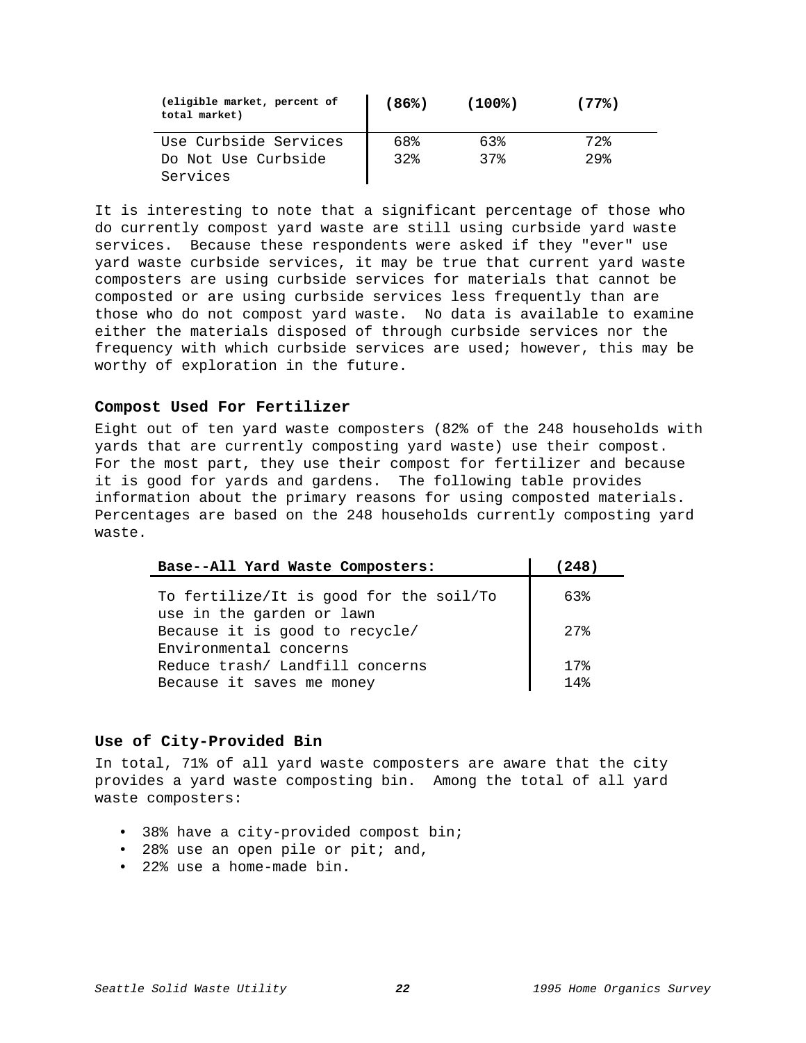| (eligible market, percent of total market) | (86%) | (100%) | (77%) |
|---|---|---|---|
| Use Curbside Services | 68% | 63% | 72% |
| Do Not Use Curbside Services | 32% | 37% | 29% |

It is interesting to note that a significant percentage of those who do currently compost yard waste are still using curbside yard waste services. Because these respondents were asked if they "ever" use yard waste curbside services, it may be true that current yard waste composters are using curbside services for materials that cannot be composted or are using curbside services less frequently than are those who do not compost yard waste. No data is available to examine either the materials disposed of through curbside services nor the frequency with which curbside services are used; however, this may be worthy of exploration in the future.

### Compost Used For Fertilizer

Eight out of ten yard waste composters (82% of the 248 households with yards that are currently composting yard waste) use their compost. For the most part, they use their compost for fertilizer and because it is good for yards and gardens. The following table provides information about the primary reasons for using composted materials. Percentages are based on the 248 households currently composting yard waste.

| Base--All Yard Waste Composters: | (248) |
|---|---|
| To fertilize/It is good for the soil/To use in the garden or lawn | 63% |
| Because it is good to recycle/ Environmental concerns | 27% |
| Reduce trash/ Landfill concerns | 17% |
| Because it saves me money | 14% |

### Use of City-Provided Bin

In total, 71% of all yard waste composters are aware that the city provides a yard waste composting bin. Among the total of all yard waste composters:

- 38% have a city-provided compost bin;
- 28% use an open pile or pit; and,
- 22% use a home-made bin.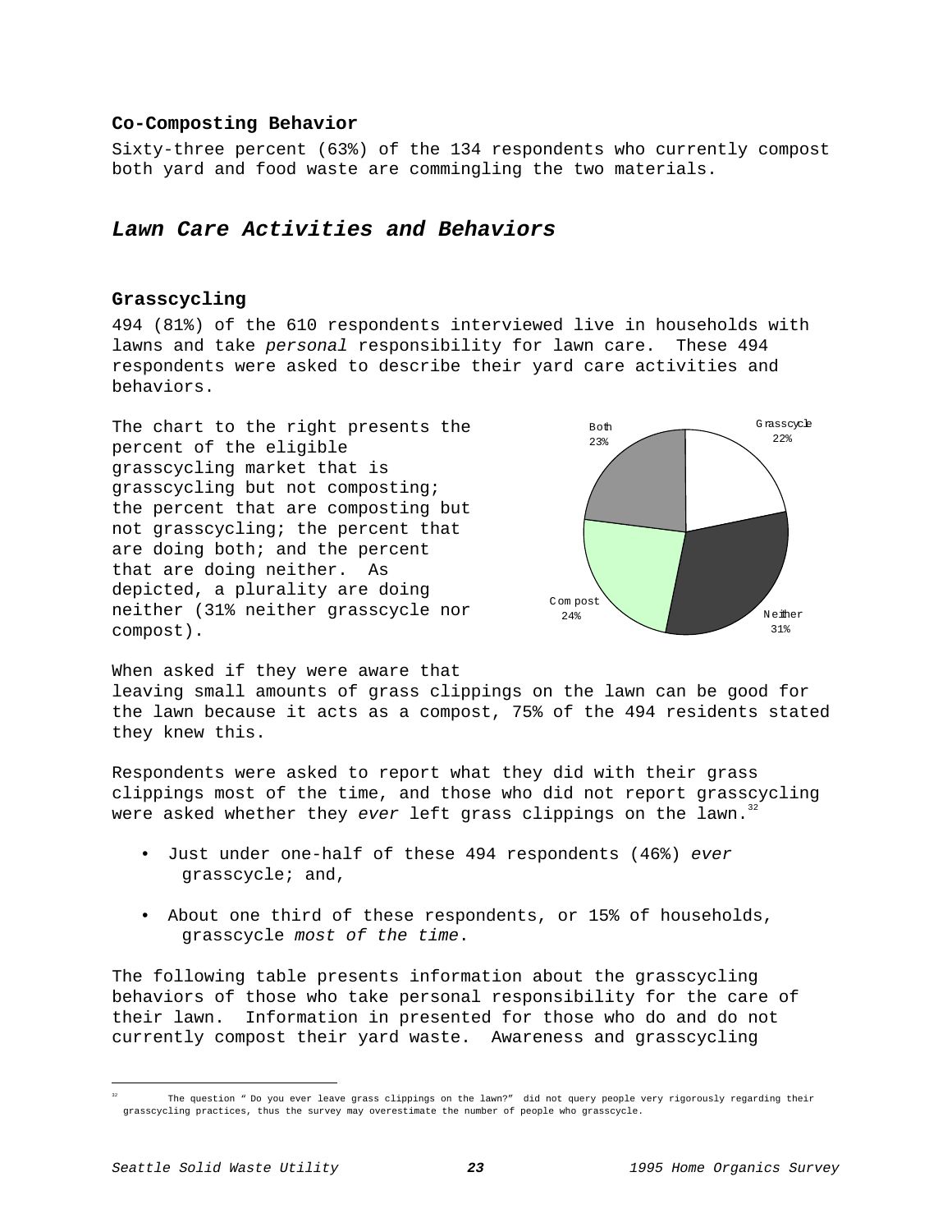### Co-Composting Behavior

Sixty-three percent (63%) of the 134 respondents who currently compost both yard and food waste are commingling the two materials.

## *Lawn Care Activities and Behaviors*

### Grasscycling

494 (81%) of the 610 respondents interviewed live in households with lawns and take *personal* responsibility for lawn care. These 494 respondents were asked to describe their yard care activities and behaviors.

The chart to the right presents the percent of the eligible grasscycling market that is grasscycling but not composting; the percent that are composting but not grasscycling; the percent that are doing both; and the percent that are doing neither. As depicted, a plurality are doing neither (31% neither grasscycle nor compost).

Both
23%
Grasscycle
22%
Compost
24%
Neither
31%

When asked if they were aware that leaving small amounts of grass clippings on the lawn can be good for the lawn because it acts as a compost, 75% of the 494 residents stated they knew this.

Respondents were asked to report what they did with their grass clippings most of the time, and those who did not report grasscycling were asked whether they *ever* left grass clippings on the lawn.[32]

- Just under one-half of these 494 respondents (46%) *ever* grasscycle; and,
- About one third of these respondents, or 15% of households, grasscycle *most of the time*.

The following table presents information about the grasscycling behaviors of those who take personal responsibility for the care of their lawn. Information in presented for those who do and do not currently compost their yard waste. Awareness and grasscycling

[32] The question "Do you ever leave grass clippings on the lawn?" did not query people very rigorously regarding their grasscycling practices, thus the survey may overestimate the number of people who grasscycle.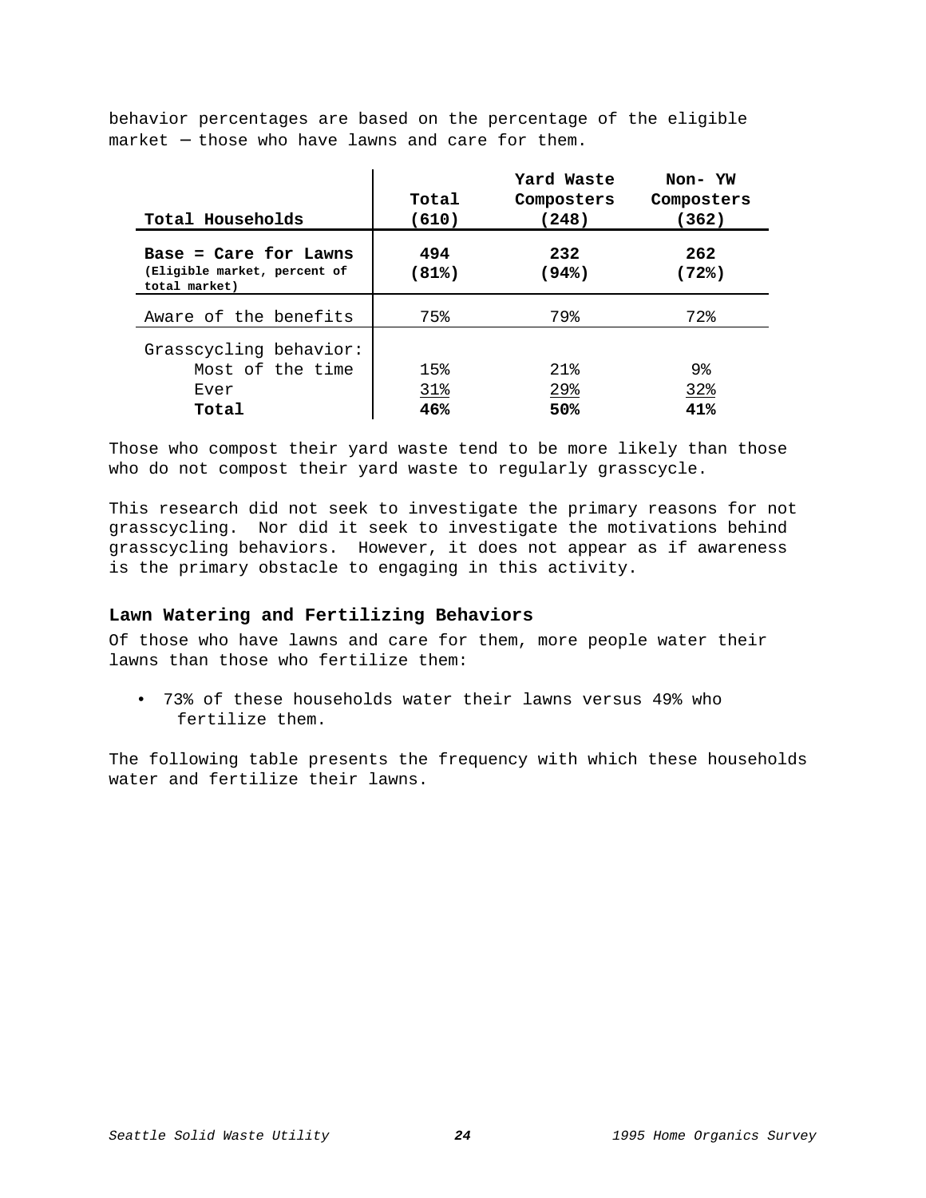behavior percentages are based on the percentage of the eligible market — those who have lawns and care for them.

| Total Households | Total (610) | Yard Waste Composters (248) | Non- YW Composters (362) |
|---|---|---|---|
| **Base = Care for Lawns** (Eligible market, percent of total market) | **494 (81%)** | **232 (94%)** | **262 (72%)** |
| Aware of the benefits | 75% | 79% | 72% |
| Grasscycling behavior: | | | |
| Most of the time | 15% | 21% | 9% |
| Ever | 31% | 29% | 32% |
| **Total** | **46%** | **50%** | **41%** |

Those who compost their yard waste tend to be more likely than those who do not compost their yard waste to regularly grasscycle.

This research did not seek to investigate the primary reasons for not grasscycling. Nor did it seek to investigate the motivations behind grasscycling behaviors. However, it does not appear as if awareness is the primary obstacle to engaging in this activity.

### Lawn Watering and Fertilizing Behaviors

Of those who have lawns and care for them, more people water their lawns than those who fertilize them:

- 73% of these households water their lawns versus 49% who fertilize them.

The following table presents the frequency with which these households water and fertilize their lawns.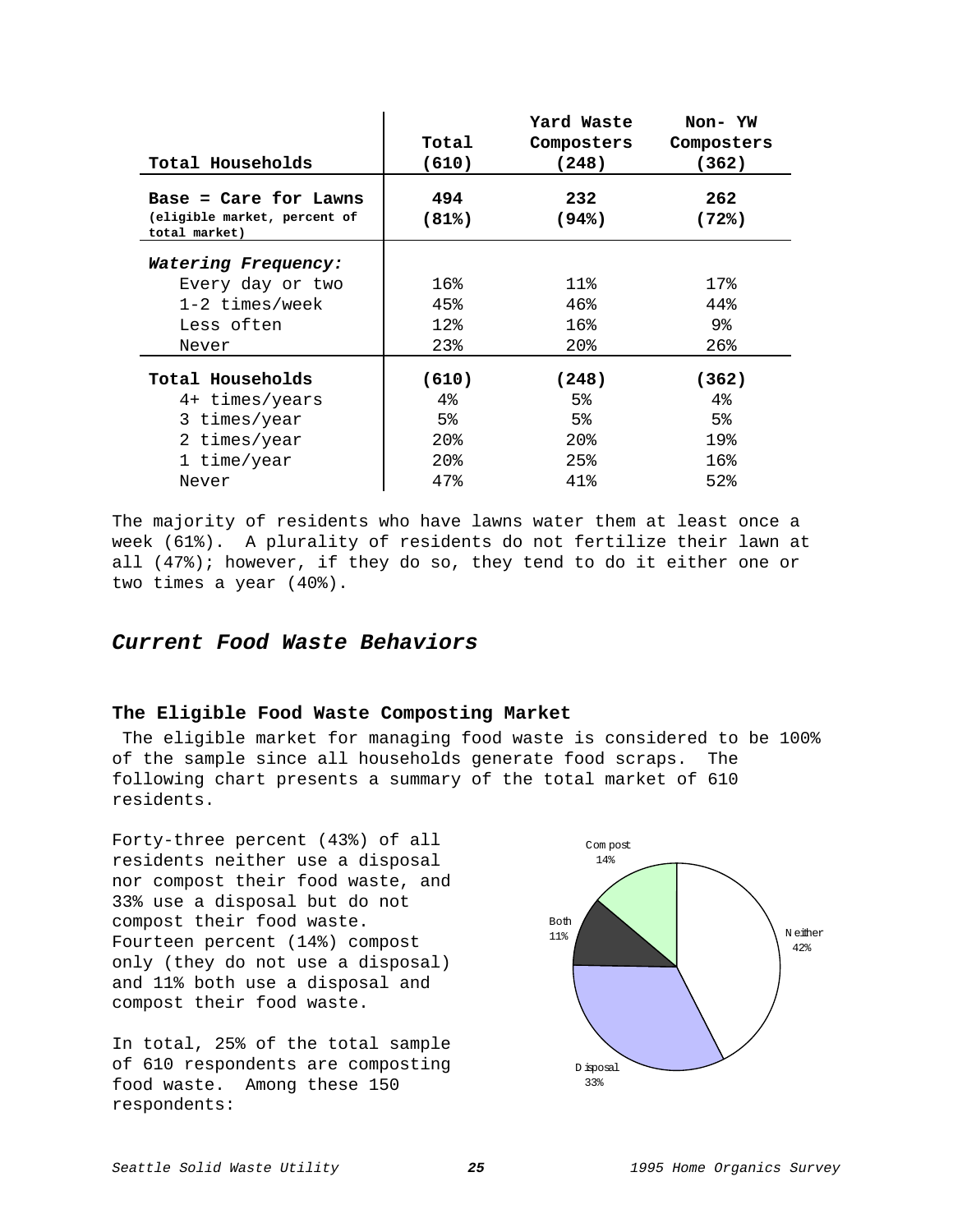| Total Households | Total (610) | Yard Waste Composters (248) | Non- YW Composters (362) |
|---|---|---|---|
| **Base = Care for Lawns** (eligible market, percent of total market) | **494 (81%)** | **232 (94%)** | **262 (72%)** |
| ***Watering Frequency:*** | | | |
| Every day or two | 16% | 11% | 17% |
| 1-2 times/week | 45% | 46% | 44% |
| Less often | 12% | 16% | 9% |
| Never | 23% | 20% | 26% |
| **Total Households** | **(610)** | **(248)** | **(362)** |
| 4+ times/years | 4% | 5% | 4% |
| 3 times/year | 5% | 5% | 5% |
| 2 times/year | 20% | 20% | 19% |
| 1 time/year | 20% | 25% | 16% |
| Never | 47% | 41% | 52% |

The majority of residents who have lawns water them at least once a week (61%). A plurality of residents do not fertilize their lawn at all (47%); however, if they do so, they tend to do it either one or two times a year (40%).

## *Current Food Waste Behaviors*

### The Eligible Food Waste Composting Market

The eligible market for managing food waste is considered to be 100% of the sample since all households generate food scraps. The following chart presents a summary of the total market of 610 residents.

Forty-three percent (43%) of all residents neither use a disposal nor compost their food waste, and 33% use a disposal but do not compost their food waste. Fourteen percent (14%) compost only (they do not use a disposal) and 11% both use a disposal and compost their food waste.

Compost
14%
Both
11%
Neither
42%
Disposal
33%

In total, 25% of the total sample of 610 respondents are composting food waste. Among these 150 respondents: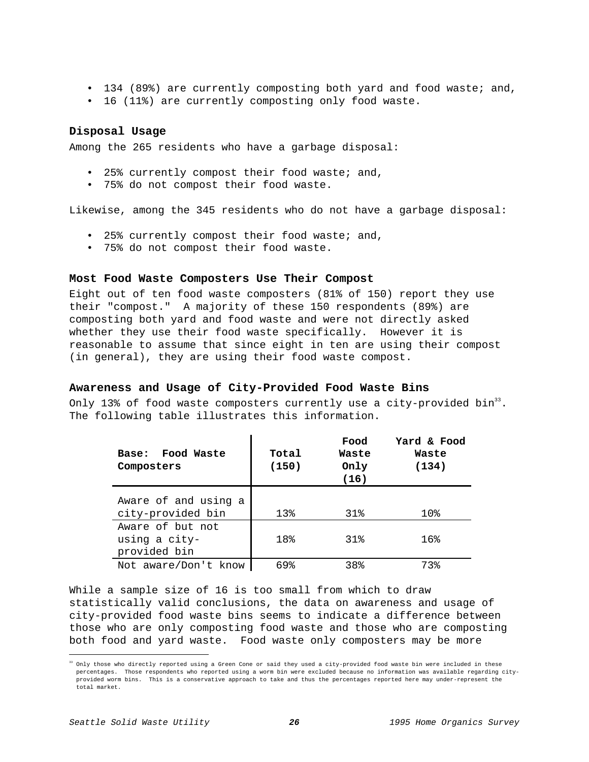- 134 (89%) are currently composting both yard and food waste; and,
- 16 (11%) are currently composting only food waste.

### Disposal Usage

Among the 265 residents who have a garbage disposal:

- 25% currently compost their food waste; and,
- 75% do not compost their food waste.

Likewise, among the 345 residents who do not have a garbage disposal:

- 25% currently compost their food waste; and,
- 75% do not compost their food waste.

### Most Food Waste Composters Use Their Compost

Eight out of ten food waste composters (81% of 150) report they use their "compost." A majority of these 150 respondents (89%) are composting both yard and food waste and were not directly asked whether they use their food waste specifically. However it is reasonable to assume that since eight in ten are using their compost (in general), they are using their food waste compost.

### Awareness and Usage of City-Provided Food Waste Bins

Only 13% of food waste composters currently use a city-provided bin[33]. The following table illustrates this information.

| Base: Food Waste Composters | Total (150) | Food Waste Only (16) | Yard & Food Waste (134) |
|---|---|---|---|
| Aware of and using a city-provided bin | 13% | 31% | 10% |
| Aware of but not using a city-provided bin | 18% | 31% | 16% |
| Not aware/Don't know | 69% | 38% | 73% |

While a sample size of 16 is too small from which to draw statistically valid conclusions, the data on awareness and usage of city-provided food waste bins seems to indicate a difference between those who are only composting food waste and those who are composting both food and yard waste. Food waste only composters may be more

[33] Only those who directly reported using a Green Cone or said they used a city-provided food waste bin were included in these percentages. Those respondents who reported using a worm bin were excluded because no information was available regarding city-provided worm bins. This is a conservative approach to take and thus the percentages reported here may under-represent the total market.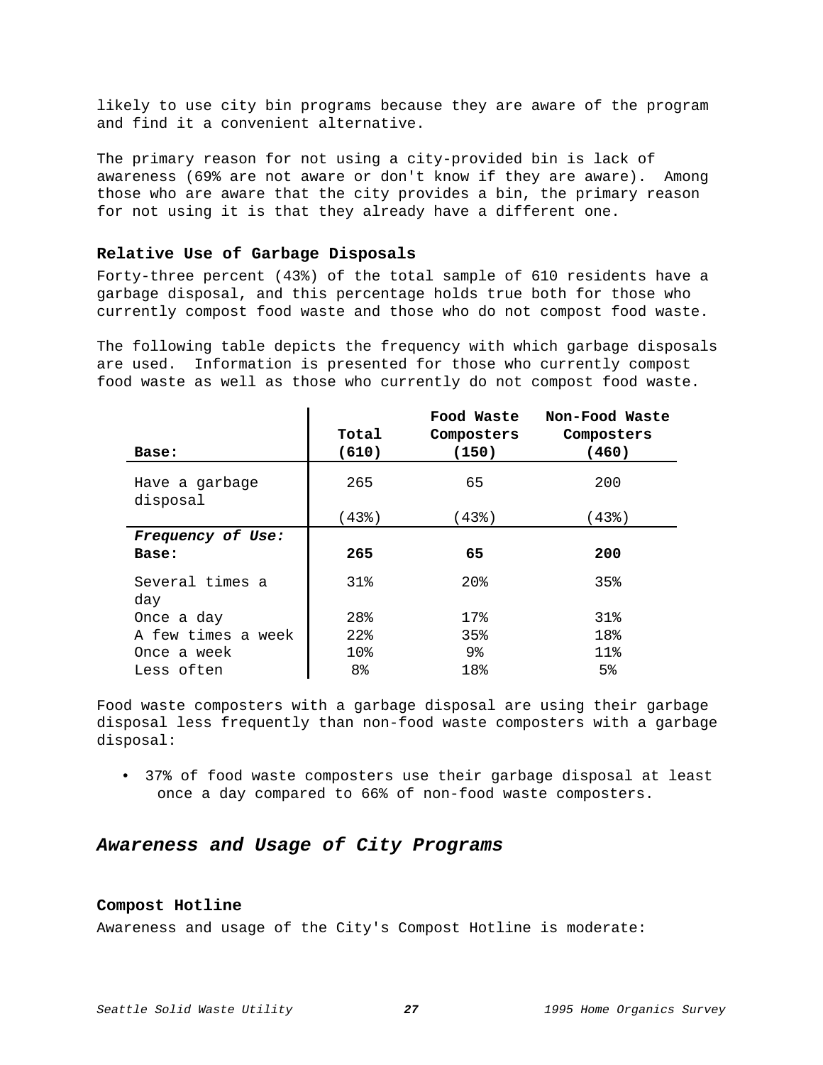likely to use city bin programs because they are aware of the program and find it a convenient alternative.

The primary reason for not using a city-provided bin is lack of awareness (69% are not aware or don't know if they are aware). Among those who are aware that the city provides a bin, the primary reason for not using it is that they already have a different one.

### Relative Use of Garbage Disposals

Forty-three percent (43%) of the total sample of 610 residents have a garbage disposal, and this percentage holds true both for those who currently compost food waste and those who do not compost food waste.

The following table depicts the frequency with which garbage disposals are used. Information is presented for those who currently compost food waste as well as those who currently do not compost food waste.

| Base: | Total (610) | Food Waste Composters (150) | Non-Food Waste Composters (460) |
|---|---|---|---|
| Have a garbage disposal | 265 | 65 | 200 |
| | (43%) | (43%) | (43%) |
| ***Frequency of Use:*** | | | |
| **Base:** | **265** | **65** | **200** |
| Several times a day | 31% | 20% | 35% |
| Once a day | 28% | 17% | 31% |
| A few times a week | 22% | 35% | 18% |
| Once a week | 10% | 9% | 11% |
| Less often | 8% | 18% | 5% |

Food waste composters with a garbage disposal are using their garbage disposal less frequently than non-food waste composters with a garbage disposal:

- 37% of food waste composters use their garbage disposal at least once a day compared to 66% of non-food waste composters.

## *Awareness and Usage of City Programs*

### Compost Hotline

Awareness and usage of the City's Compost Hotline is moderate: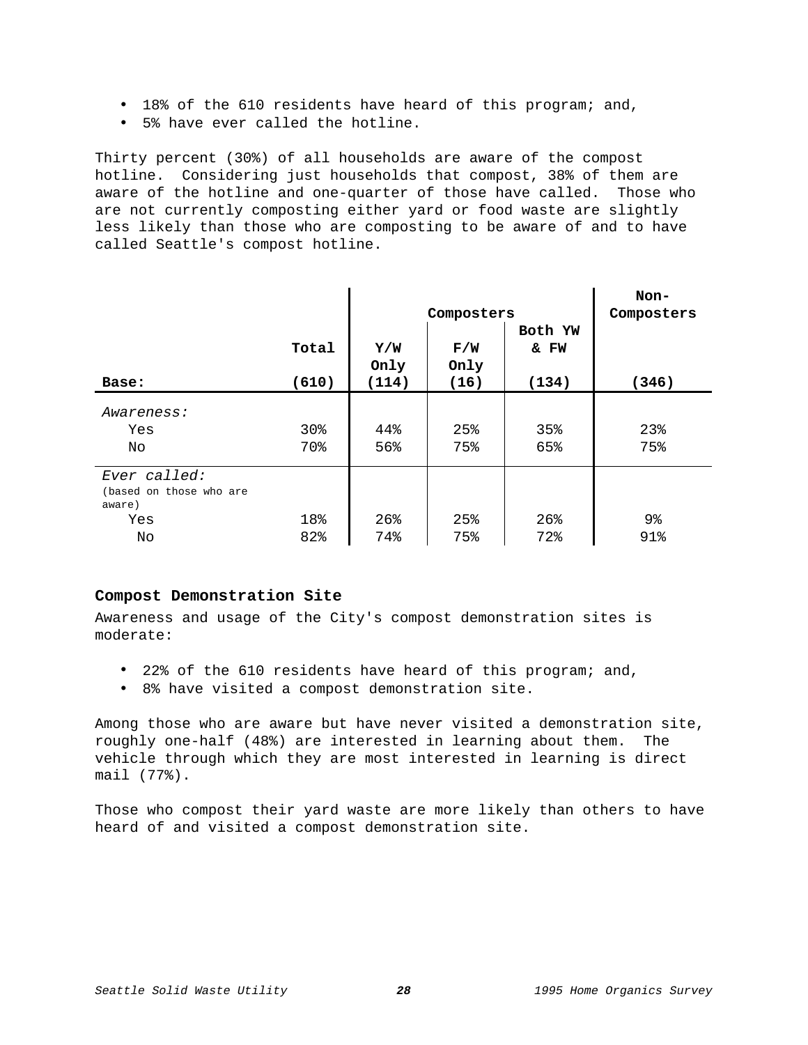- 18% of the 610 residents have heard of this program; and,
- 5% have ever called the hotline.

Thirty percent (30%) of all households are aware of the compost hotline. Considering just households that compost, 38% of them are aware of the hotline and one-quarter of those have called. Those who are not currently composting either yard or food waste are slightly less likely than those who are composting to be aware of and to have called Seattle's compost hotline.

| | | Composters | | | Non-Composters |
|---|---|---|---|---|---|
| | Total | Y/W Only | F/W Only | Both YW & FW | |
| **Base:** | **(610)** | **(114)** | **(16)** | **(134)** | **(346)** |
| *Awareness:* | | | | | |
| Yes | 30% | 44% | 25% | 35% | 23% |
| No | 70% | 56% | 75% | 65% | 75% |
| *Ever called:* (based on those who are aware) | | | | | |
| Yes | 18% | 26% | 25% | 26% | 9% |
| No | 82% | 74% | 75% | 72% | 91% |

**Compost Demonstration Site**

Awareness and usage of the City's compost demonstration sites is moderate:

- 22% of the 610 residents have heard of this program; and,
- 8% have visited a compost demonstration site.

Among those who are aware but have never visited a demonstration site, roughly one-half (48%) are interested in learning about them. The vehicle through which they are most interested in learning is direct mail (77%).

Those who compost their yard waste are more likely than others to have heard of and visited a compost demonstration site.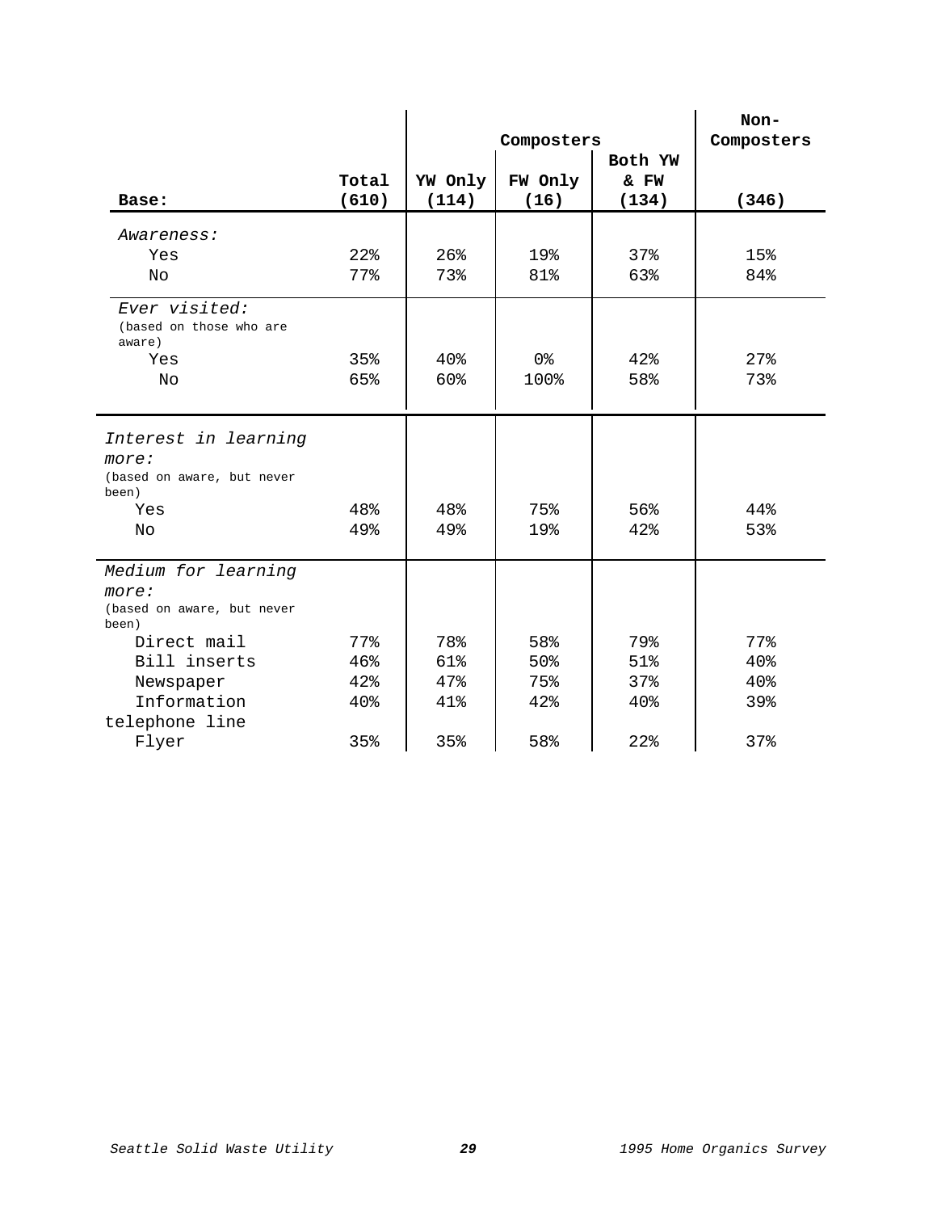| Base: | Total (610) | Composters YW Only (114) | FW Only (16) | Both YW & FW (134) | Non-Composters (346) |
|---|---|---|---|---|---|
| *Awareness:* | | | | | |
| Yes | 22% | 26% | 19% | 37% | 15% |
| No | 77% | 73% | 81% | 63% | 84% |
| *Ever visited:* (based on those who are aware) | | | | | |
| Yes | 35% | 40% | 0% | 42% | 27% |
| No | 65% | 60% | 100% | 58% | 73% |
| *Interest in learning more:* (based on aware, but never been) | | | | | |
| Yes | 48% | 48% | 75% | 56% | 44% |
| No | 49% | 49% | 19% | 42% | 53% |
| *Medium for learning more:* (based on aware, but never been) | | | | | |
| Direct mail | 77% | 78% | 58% | 79% | 77% |
| Bill inserts | 46% | 61% | 50% | 51% | 40% |
| Newspaper | 42% | 47% | 75% | 37% | 40% |
| Information telephone line | 40% | 41% | 42% | 40% | 39% |
| Flyer | 35% | 35% | 58% | 22% | 37% |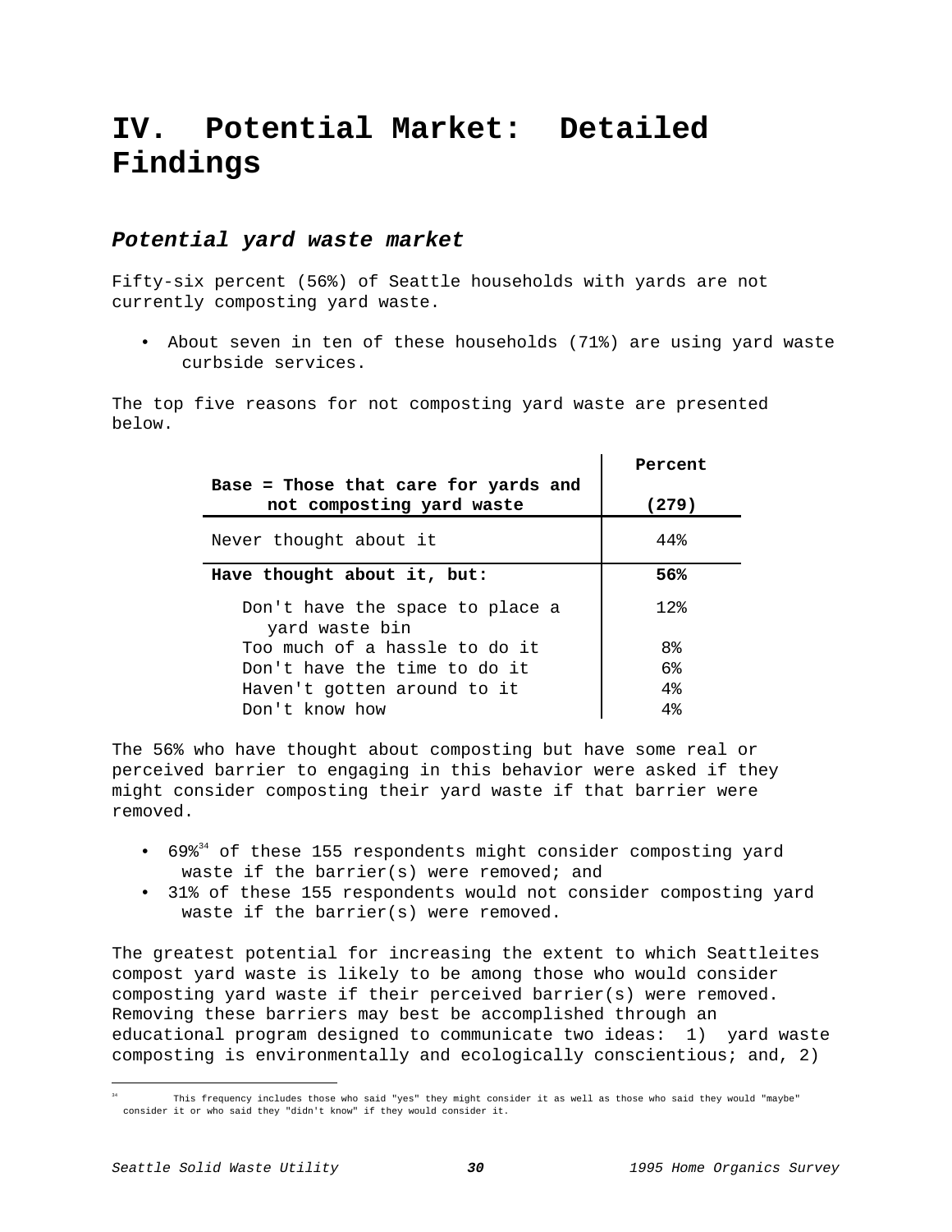# IV. Potential Market: Detailed Findings

## *Potential yard waste market*

Fifty-six percent (56%) of Seattle households with yards are not currently composting yard waste.

- About seven in ten of these households (71%) are using yard waste curbside services.

The top five reasons for not composting yard waste are presented below.

| Base = Those that care for yards and not composting yard waste | Percent (279) |
|---|---|
| Never thought about it | 44% |
| **Have thought about it, but:** | **56%** |
| Don't have the space to place a yard waste bin | 12% |
| Too much of a hassle to do it | 8% |
| Don't have the time to do it | 6% |
| Haven't gotten around to it | 4% |
| Don't know how | 4% |

The 56% who have thought about composting but have some real or perceived barrier to engaging in this behavior were asked if they might consider composting their yard waste if that barrier were removed.

- 69%[34] of these 155 respondents might consider composting yard waste if the barrier(s) were removed; and
- 31% of these 155 respondents would not consider composting yard waste if the barrier(s) were removed.

The greatest potential for increasing the extent to which Seattleites compost yard waste is likely to be among those who would consider composting yard waste if their perceived barrier(s) were removed. Removing these barriers may best be accomplished through an educational program designed to communicate two ideas: 1) yard waste composting is environmentally and ecologically conscientious; and, 2)

---

[34] This frequency includes those who said "yes" they might consider it as well as those who said they would "maybe" consider it or who said they "didn't know" if they would consider it.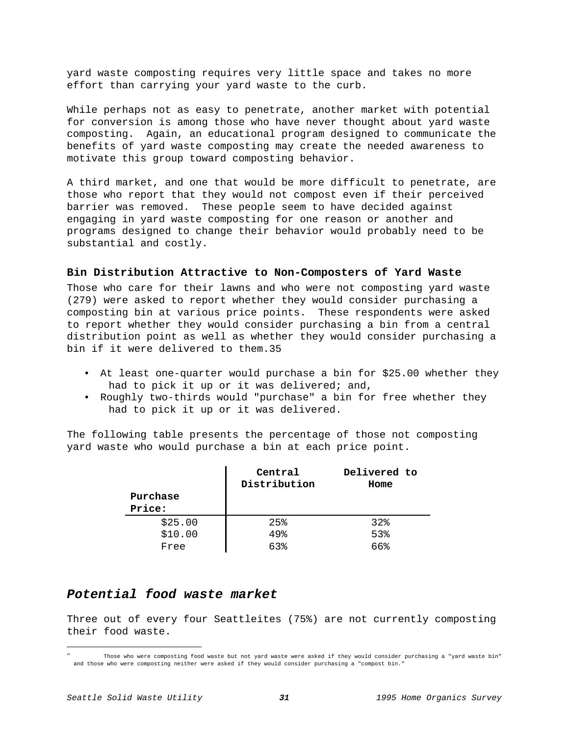yard waste composting requires very little space and takes no more effort than carrying your yard waste to the curb.

While perhaps not as easy to penetrate, another market with potential for conversion is among those who have never thought about yard waste composting. Again, an educational program designed to communicate the benefits of yard waste composting may create the needed awareness to motivate this group toward composting behavior.

A third market, and one that would be more difficult to penetrate, are those who report that they would not compost even if their perceived barrier was removed. These people seem to have decided against engaging in yard waste composting for one reason or another and programs designed to change their behavior would probably need to be substantial and costly.

### Bin Distribution Attractive to Non-Composters of Yard Waste

Those who care for their lawns and who were not composting yard waste (279) were asked to report whether they would consider purchasing a composting bin at various price points. These respondents were asked to report whether they would consider purchasing a bin from a central distribution point as well as whether they would consider purchasing a bin if it were delivered to them.35

- At least one-quarter would purchase a bin for $25.00 whether they had to pick it up or it was delivered; and,
- Roughly two-thirds would "purchase" a bin for free whether they had to pick it up or it was delivered.

The following table presents the percentage of those not composting yard waste who would purchase a bin at each price point.

| Purchase Price: | Central Distribution | Delivered to Home |
|---|---|---|
| $25.00 | 25% | 32% |
| $10.00 | 49% | 53% |
| Free | 63% | 66% |

## *Potential food waste market*

Three out of every four Seattleites (75%) are not currently composting their food waste.

---

35 Those who were composting food waste but not yard waste were asked if they would consider purchasing a "yard waste bin" and those who were composting neither were asked if they would consider purchasing a "compost bin."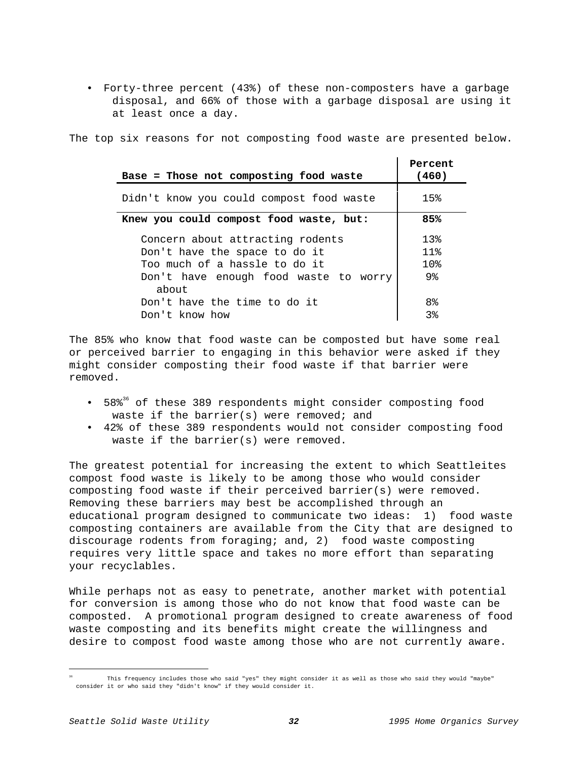- Forty-three percent (43%) of these non-composters have a garbage disposal, and 66% of those with a garbage disposal are using it at least once a day.

The top six reasons for not composting food waste are presented below.

| **Base = Those not composting food waste** | **Percent (460)** |
|---|---|
| Didn't know you could compost food waste | 15% |
| **Knew you could compost food waste, but:** | **85%** |
| Concern about attracting rodents | 13% |
| Don't have the space to do it | 11% |
| Too much of a hassle to do it | 10% |
| Don't have enough food waste to worry about | 9% |
| Don't have the time to do it | 8% |
| Don't know how | 3% |

The 85% who know that food waste can be composted but have some real or perceived barrier to engaging in this behavior were asked if they might consider composting their food waste if that barrier were removed.

- 58%[36] of these 389 respondents might consider composting food waste if the barrier(s) were removed; and
- 42% of these 389 respondents would not consider composting food waste if the barrier(s) were removed.

The greatest potential for increasing the extent to which Seattleites compost food waste is likely to be among those who would consider composting food waste if their perceived barrier(s) were removed. Removing these barriers may best be accomplished through an educational program designed to communicate two ideas: 1) food waste composting containers are available from the City that are designed to discourage rodents from foraging; and, 2) food waste composting requires very little space and takes no more effort than separating your recyclables.

While perhaps not as easy to penetrate, another market with potential for conversion is among those who do not know that food waste can be composted. A promotional program designed to create awareness of food waste composting and its benefits might create the willingness and desire to compost food waste among those who are not currently aware.

[36] This frequency includes those who said "yes" they might consider it as well as those who said they would "maybe" consider it or who said they "didn't know" if they would consider it.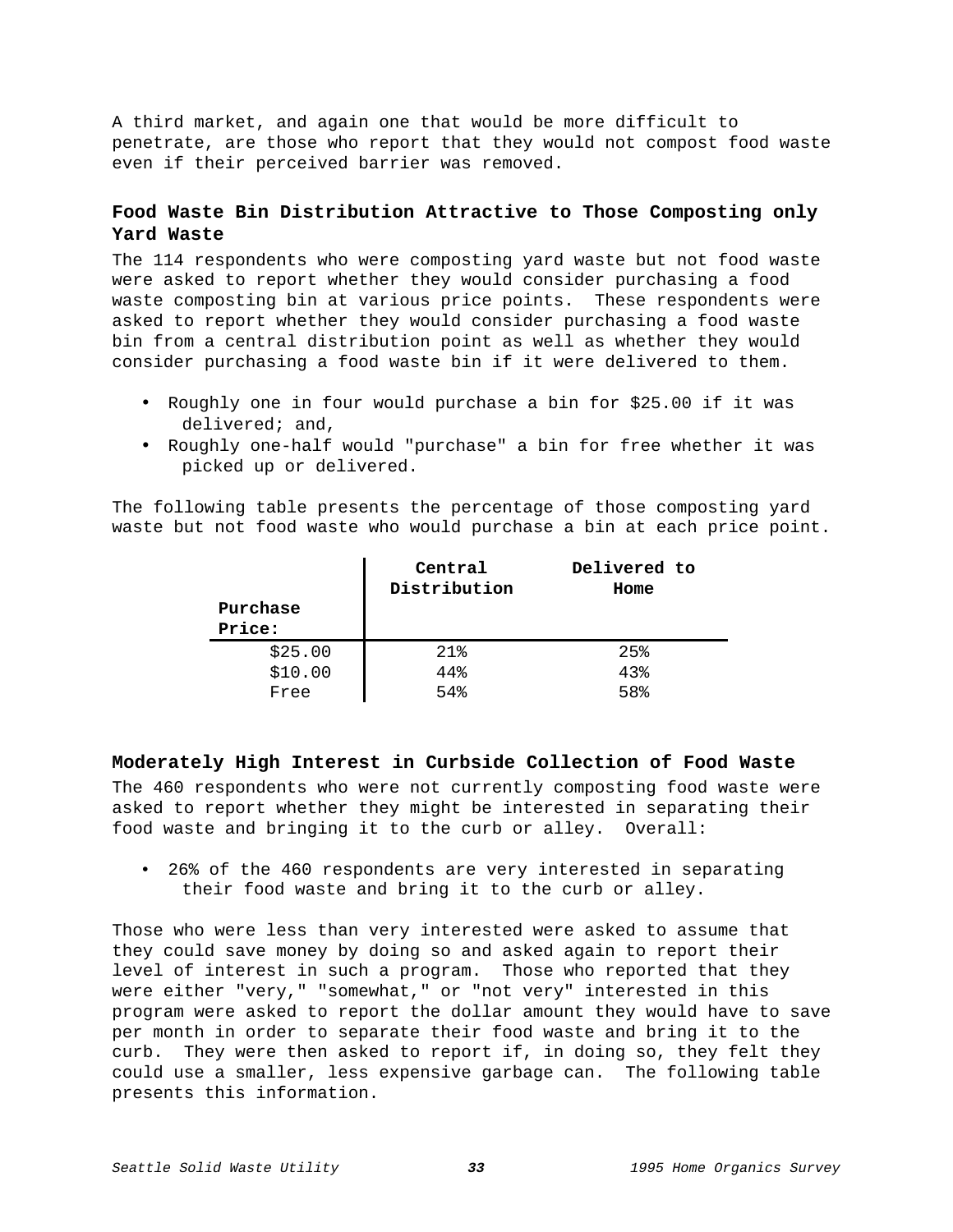A third market, and again one that would be more difficult to penetrate, are those who report that they would not compost food waste even if their perceived barrier was removed.

### Food Waste Bin Distribution Attractive to Those Composting only Yard Waste

The 114 respondents who were composting yard waste but not food waste were asked to report whether they would consider purchasing a food waste composting bin at various price points. These respondents were asked to report whether they would consider purchasing a food waste bin from a central distribution point as well as whether they would consider purchasing a food waste bin if it were delivered to them.

- Roughly one in four would purchase a bin for $25.00 if it was delivered; and,
- Roughly one-half would "purchase" a bin for free whether it was picked up or delivered.

The following table presents the percentage of those composting yard waste but not food waste who would purchase a bin at each price point.

| Purchase Price: | Central Distribution | Delivered to Home |
|---|---|---|
| $25.00 | 21% | 25% |
| $10.00 | 44% | 43% |
| Free | 54% | 58% |

### Moderately High Interest in Curbside Collection of Food Waste

The 460 respondents who were not currently composting food waste were asked to report whether they might be interested in separating their food waste and bringing it to the curb or alley. Overall:

- 26% of the 460 respondents are very interested in separating their food waste and bring it to the curb or alley.

Those who were less than very interested were asked to assume that they could save money by doing so and asked again to report their level of interest in such a program. Those who reported that they were either "very," "somewhat," or "not very" interested in this program were asked to report the dollar amount they would have to save per month in order to separate their food waste and bring it to the curb. They were then asked to report if, in doing so, they felt they could use a smaller, less expensive garbage can. The following table presents this information.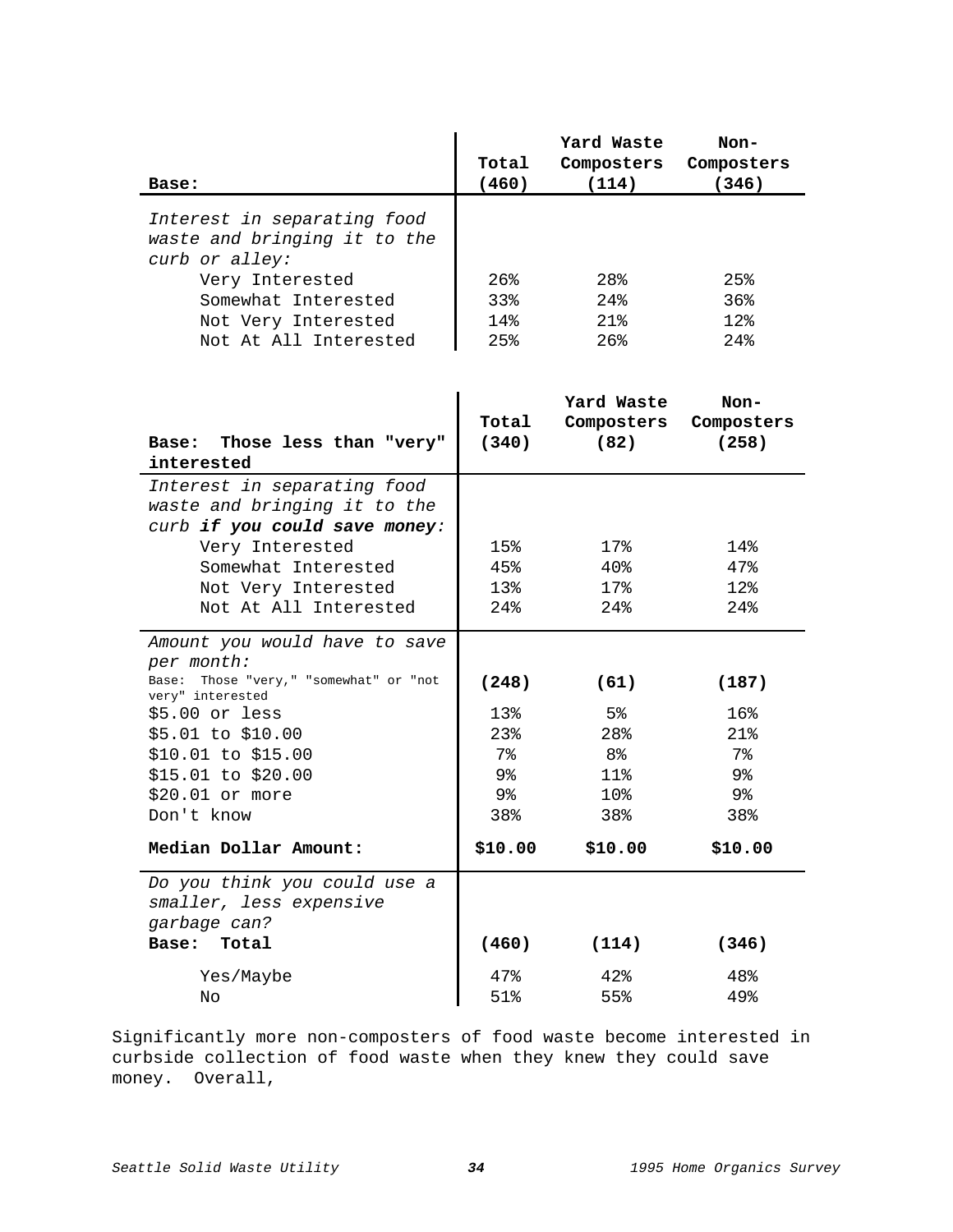| Base: | Total (460) | Yard Waste Composters (114) | Non-Composters (346) |
|---|---|---|---|
| *Interest in separating food waste and bringing it to the curb or alley:* | | | |
| Very Interested | 26% | 28% | 25% |
| Somewhat Interested | 33% | 24% | 36% |
| Not Very Interested | 14% | 21% | 12% |
| Not At All Interested | 25% | 26% | 24% |

| **Base: Those less than "very" interested** | **Total (340)** | **Yard Waste Composters (82)** | **Non-Composters (258)** |
|---|---|---|---|
| *Interest in separating food waste and bringing it to the curb **if you could save money**:* | | | |
| Very Interested | 15% | 17% | 14% |
| Somewhat Interested | 45% | 40% | 47% |
| Not Very Interested | 13% | 17% | 12% |
| Not At All Interested | 24% | 24% | 24% |
| *Amount you would have to save per month:* | | | |
| Base: Those "very," "somewhat" or "not very" interested | **(248)** | **(61)** | **(187)** |
| $5.00 or less | 13% | 5% | 16% |
| $5.01 to $10.00 | 23% | 28% | 21% |
| $10.01 to $15.00 | 7% | 8% | 7% |
| $15.01 to $20.00 | 9% | 11% | 9% |
| $20.01 or more | 9% | 10% | 9% |
| Don't know | 38% | 38% | 38% |
| **Median Dollar Amount:** | **$10.00** | **$10.00** | **$10.00** |
| *Do you think you could use a smaller, less expensive garbage can?* | | | |
| **Base: Total** | **(460)** | **(114)** | **(346)** |
| Yes/Maybe | 47% | 42% | 48% |
| No | 51% | 55% | 49% |

Significantly more non-composters of food waste become interested in curbside collection of food waste when they knew they could save money. Overall,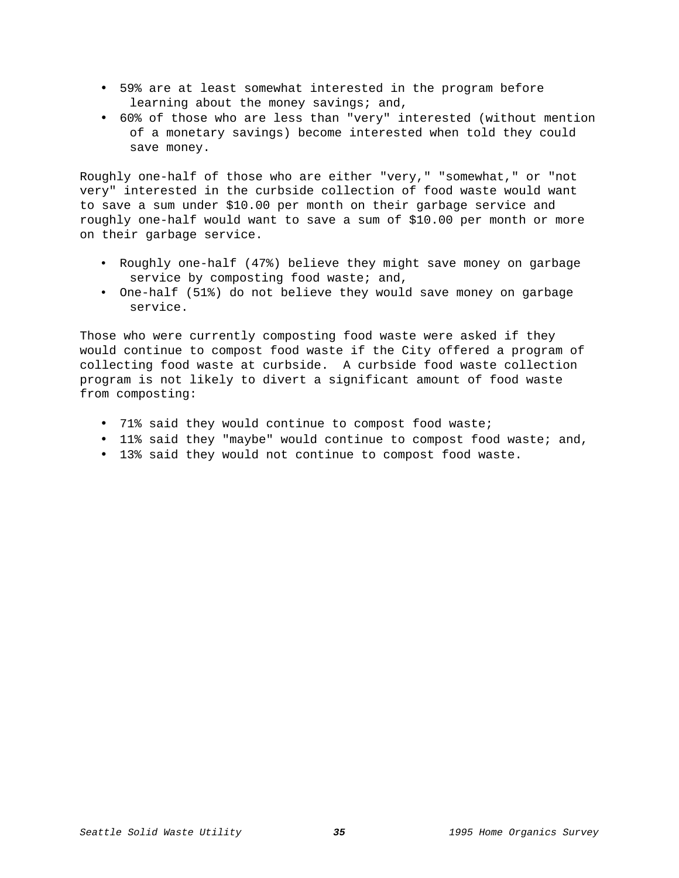- 59% are at least somewhat interested in the program before learning about the money savings; and,
- 60% of those who are less than "very" interested (without mention of a monetary savings) become interested when told they could save money.

Roughly one-half of those who are either "very," "somewhat," or "not very" interested in the curbside collection of food waste would want to save a sum under $10.00 per month on their garbage service and roughly one-half would want to save a sum of $10.00 per month or more on their garbage service.

- Roughly one-half (47%) believe they might save money on garbage service by composting food waste; and,
- One-half (51%) do not believe they would save money on garbage service.

Those who were currently composting food waste were asked if they would continue to compost food waste if the City offered a program of collecting food waste at curbside. A curbside food waste collection program is not likely to divert a significant amount of food waste from composting:

- 71% said they would continue to compost food waste;
- 11% said they "maybe" would continue to compost food waste; and,
- 13% said they would not continue to compost food waste.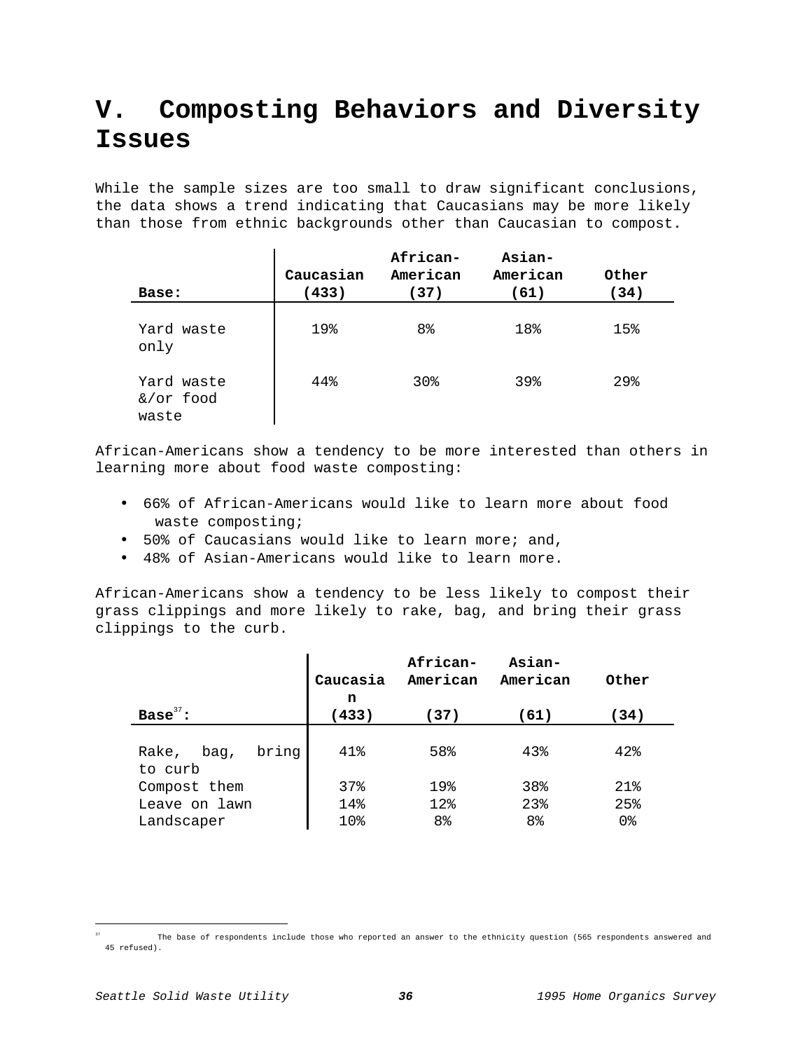# V. Composting Behaviors and Diversity Issues

While the sample sizes are too small to draw significant conclusions, the data shows a trend indicating that Caucasians may be more likely than those from ethnic backgrounds other than Caucasian to compost.

| Base: | Caucasian (433) | African-American (37) | Asian-American (61) | Other (34) |
|---|---|---|---|---|
| Yard waste only | 19% | 8% | 18% | 15% |
| Yard waste &/or food waste | 44% | 30% | 39% | 29% |

African-Americans show a tendency to be more interested than others in learning more about food waste composting:

- 66% of African-Americans would like to learn more about food waste composting;
- 50% of Caucasians would like to learn more; and,
- 48% of Asian-Americans would like to learn more.

African-Americans show a tendency to be less likely to compost their grass clippings and more likely to rake, bag, and bring their grass clippings to the curb.

| Base[37]: | Caucasian (433) | African-American (37) | Asian-American (61) | Other (34) |
|---|---|---|---|---|
| Rake, bag, bring to curb | 41% | 58% | 43% | 42% |
| Compost them | 37% | 19% | 38% | 21% |
| Leave on lawn | 14% | 12% | 23% | 25% |
| Landscaper | 10% | 8% | 8% | 0% |

[37] The base of respondents include those who reported an answer to the ethnicity question (565 respondents answered and 45 refused).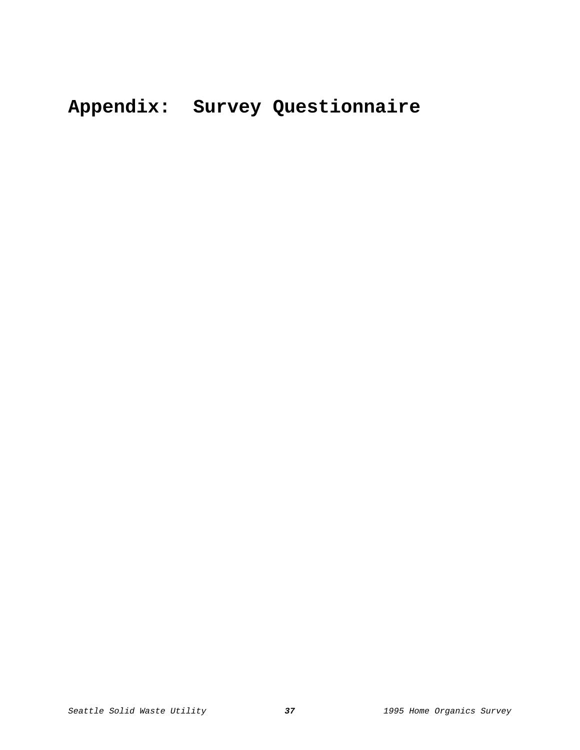# Appendix: Survey Questionnaire